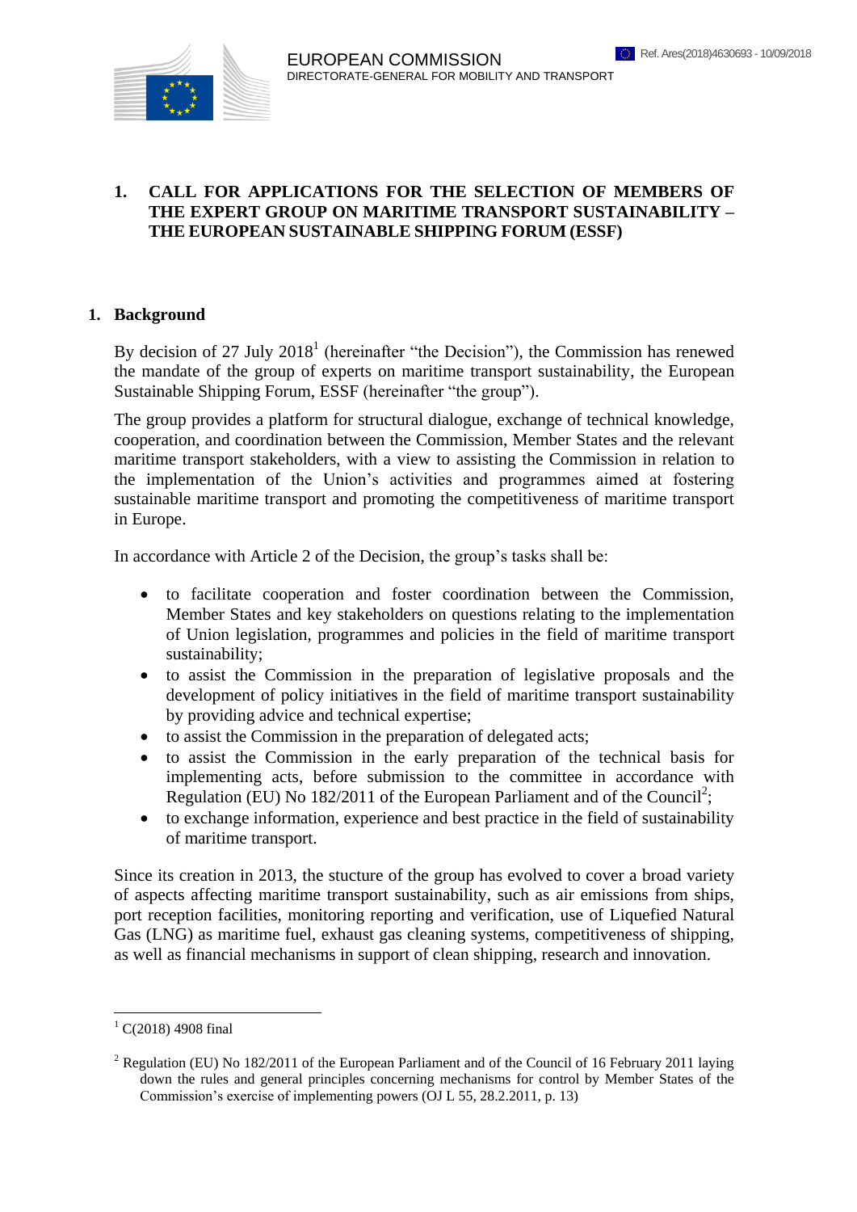EUROPEAN COMMISSION
DIRECTORATE-GENERAL FOR MOBILITY AND TRANSPORT

Ref. Ares(2018)4630693 - 10/09/2018

# 1. CALL FOR APPLICATIONS FOR THE SELECTION OF MEMBERS OF THE EXPERT GROUP ON MARITIME TRANSPORT SUSTAINABILITY – THE EUROPEAN SUSTAINABLE SHIPPING FORUM (ESSF)

## 1. Background

By decision of 27 July 2018[1] (hereinafter "the Decision"), the Commission has renewed the mandate of the group of experts on maritime transport sustainability, the European Sustainable Shipping Forum, ESSF (hereinafter "the group").

The group provides a platform for structural dialogue, exchange of technical knowledge, cooperation, and coordination between the Commission, Member States and the relevant maritime transport stakeholders, with a view to assisting the Commission in relation to the implementation of the Union's activities and programmes aimed at fostering sustainable maritime transport and promoting the competitiveness of maritime transport in Europe.

In accordance with Article 2 of the Decision, the group's tasks shall be:

- to facilitate cooperation and foster coordination between the Commission, Member States and key stakeholders on questions relating to the implementation of Union legislation, programmes and policies in the field of maritime transport sustainability;
- to assist the Commission in the preparation of legislative proposals and the development of policy initiatives in the field of maritime transport sustainability by providing advice and technical expertise;
- to assist the Commission in the preparation of delegated acts;
- to assist the Commission in the early preparation of the technical basis for implementing acts, before submission to the committee in accordance with Regulation (EU) No 182/2011 of the European Parliament and of the Council[2];
- to exchange information, experience and best practice in the field of sustainability of maritime transport.

Since its creation in 2013, the stucture of the group has evolved to cover a broad variety of aspects affecting maritime transport sustainability, such as air emissions from ships, port reception facilities, monitoring reporting and verification, use of Liquefied Natural Gas (LNG) as maritime fuel, exhaust gas cleaning systems, competitiveness of shipping, as well as financial mechanisms in support of clean shipping, research and innovation.

---

[1] C(2018) 4908 final

[2] Regulation (EU) No 182/2011 of the European Parliament and of the Council of 16 February 2011 laying down the rules and general principles concerning mechanisms for control by Member States of the Commission's exercise of implementing powers (OJ L 55, 28.2.2011, p. 13)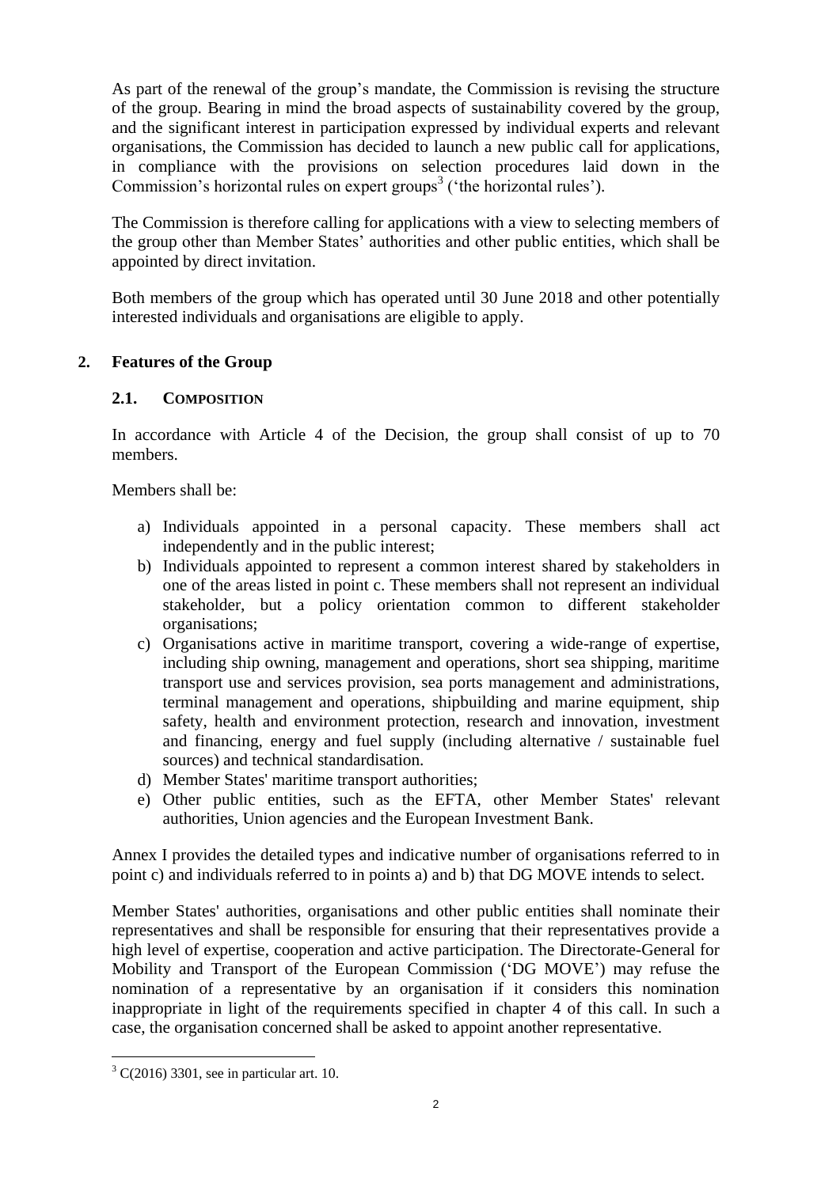As part of the renewal of the group's mandate, the Commission is revising the structure of the group. Bearing in mind the broad aspects of sustainability covered by the group, and the significant interest in participation expressed by individual experts and relevant organisations, the Commission has decided to launch a new public call for applications, in compliance with the provisions on selection procedures laid down in the Commission's horizontal rules on expert groups[3] ('the horizontal rules').

The Commission is therefore calling for applications with a view to selecting members of the group other than Member States' authorities and other public entities, which shall be appointed by direct invitation.

Both members of the group which has operated until 30 June 2018 and other potentially interested individuals and organisations are eligible to apply.

## 2. Features of the Group

### 2.1. Composition

In accordance with Article 4 of the Decision, the group shall consist of up to 70 members.

Members shall be:

a) Individuals appointed in a personal capacity. These members shall act independently and in the public interest;
b) Individuals appointed to represent a common interest shared by stakeholders in one of the areas listed in point c. These members shall not represent an individual stakeholder, but a policy orientation common to different stakeholder organisations;
c) Organisations active in maritime transport, covering a wide-range of expertise, including ship owning, management and operations, short sea shipping, maritime transport use and services provision, sea ports management and administrations, terminal management and operations, shipbuilding and marine equipment, ship safety, health and environment protection, research and innovation, investment and financing, energy and fuel supply (including alternative / sustainable fuel sources) and technical standardisation.
d) Member States' maritime transport authorities;
e) Other public entities, such as the EFTA, other Member States' relevant authorities, Union agencies and the European Investment Bank.

Annex I provides the detailed types and indicative number of organisations referred to in point c) and individuals referred to in points a) and b) that DG MOVE intends to select.

Member States' authorities, organisations and other public entities shall nominate their representatives and shall be responsible for ensuring that their representatives provide a high level of expertise, cooperation and active participation. The Directorate-General for Mobility and Transport of the European Commission ('DG MOVE') may refuse the nomination of a representative by an organisation if it considers this nomination inappropriate in light of the requirements specified in chapter 4 of this call. In such a case, the organisation concerned shall be asked to appoint another representative.

[3] C(2016) 3301, see in particular art. 10.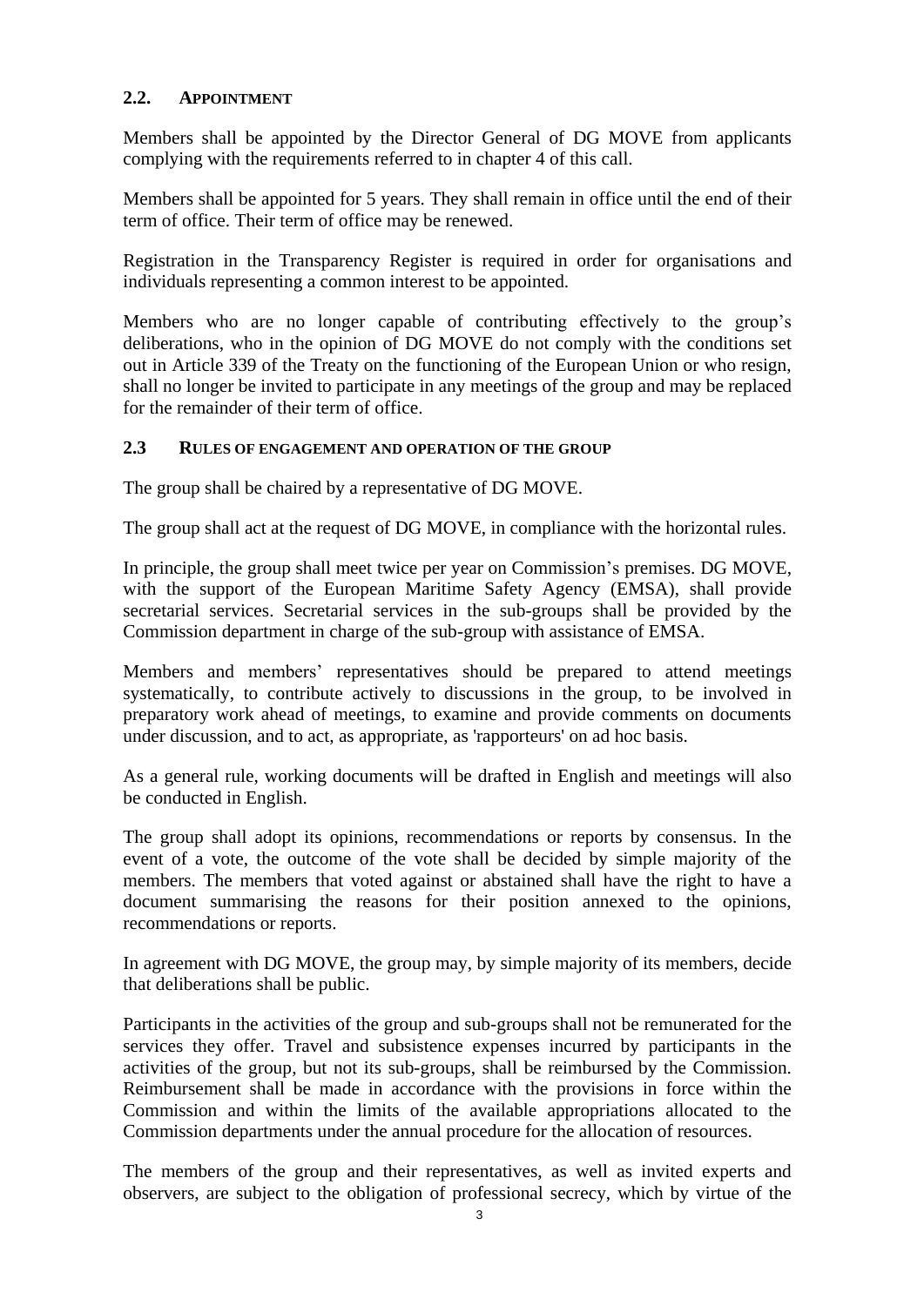### 2.2. APPOINTMENT

Members shall be appointed by the Director General of DG MOVE from applicants complying with the requirements referred to in chapter 4 of this call.

Members shall be appointed for 5 years. They shall remain in office until the end of their term of office. Their term of office may be renewed.

Registration in the Transparency Register is required in order for organisations and individuals representing a common interest to be appointed.

Members who are no longer capable of contributing effectively to the group's deliberations, who in the opinion of DG MOVE do not comply with the conditions set out in Article 339 of the Treaty on the functioning of the European Union or who resign, shall no longer be invited to participate in any meetings of the group and may be replaced for the remainder of their term of office.

### 2.3 RULES OF ENGAGEMENT AND OPERATION OF THE GROUP

The group shall be chaired by a representative of DG MOVE.

The group shall act at the request of DG MOVE, in compliance with the horizontal rules.

In principle, the group shall meet twice per year on Commission's premises. DG MOVE, with the support of the European Maritime Safety Agency (EMSA), shall provide secretarial services. Secretarial services in the sub-groups shall be provided by the Commission department in charge of the sub-group with assistance of EMSA.

Members and members' representatives should be prepared to attend meetings systematically, to contribute actively to discussions in the group, to be involved in preparatory work ahead of meetings, to examine and provide comments on documents under discussion, and to act, as appropriate, as 'rapporteurs' on ad hoc basis.

As a general rule, working documents will be drafted in English and meetings will also be conducted in English.

The group shall adopt its opinions, recommendations or reports by consensus. In the event of a vote, the outcome of the vote shall be decided by simple majority of the members. The members that voted against or abstained shall have the right to have a document summarising the reasons for their position annexed to the opinions, recommendations or reports.

In agreement with DG MOVE, the group may, by simple majority of its members, decide that deliberations shall be public.

Participants in the activities of the group and sub-groups shall not be remunerated for the services they offer. Travel and subsistence expenses incurred by participants in the activities of the group, but not its sub-groups, shall be reimbursed by the Commission. Reimbursement shall be made in accordance with the provisions in force within the Commission and within the limits of the available appropriations allocated to the Commission departments under the annual procedure for the allocation of resources.

The members of the group and their representatives, as well as invited experts and observers, are subject to the obligation of professional secrecy, which by virtue of the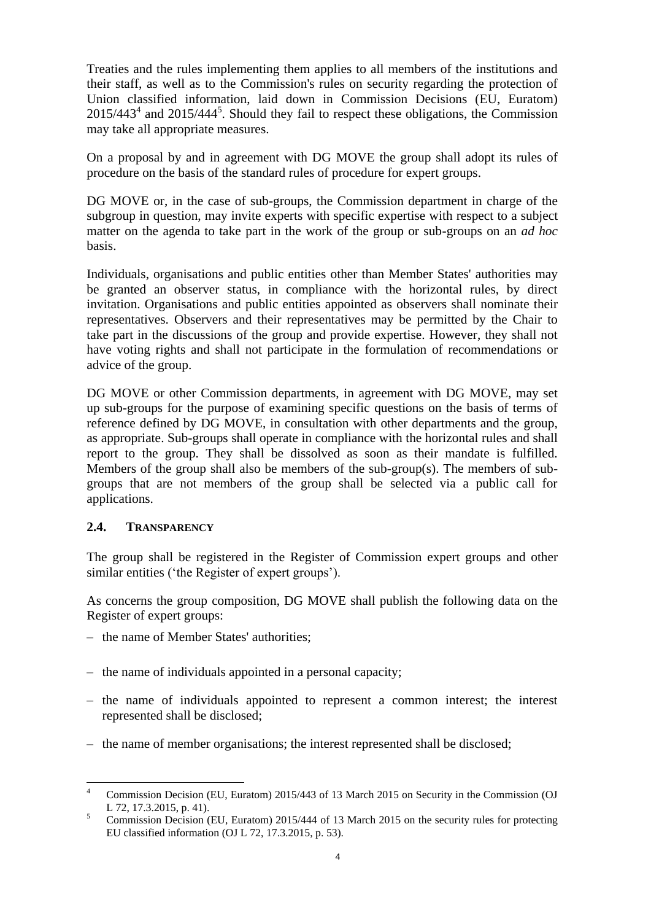Treaties and the rules implementing them applies to all members of the institutions and their staff, as well as to the Commission's rules on security regarding the protection of Union classified information, laid down in Commission Decisions (EU, Euratom) 2015/443[4] and 2015/444[5]. Should they fail to respect these obligations, the Commission may take all appropriate measures.

On a proposal by and in agreement with DG MOVE the group shall adopt its rules of procedure on the basis of the standard rules of procedure for expert groups.

DG MOVE or, in the case of sub-groups, the Commission department in charge of the subgroup in question, may invite experts with specific expertise with respect to a subject matter on the agenda to take part in the work of the group or sub-groups on an *ad hoc* basis.

Individuals, organisations and public entities other than Member States' authorities may be granted an observer status, in compliance with the horizontal rules, by direct invitation. Organisations and public entities appointed as observers shall nominate their representatives. Observers and their representatives may be permitted by the Chair to take part in the discussions of the group and provide expertise. However, they shall not have voting rights and shall not participate in the formulation of recommendations or advice of the group.

DG MOVE or other Commission departments, in agreement with DG MOVE, may set up sub-groups for the purpose of examining specific questions on the basis of terms of reference defined by DG MOVE, in consultation with other departments and the group, as appropriate. Sub-groups shall operate in compliance with the horizontal rules and shall report to the group. They shall be dissolved as soon as their mandate is fulfilled. Members of the group shall also be members of the sub-group(s). The members of sub-groups that are not members of the group shall be selected via a public call for applications.

### 2.4. TRANSPARENCY

The group shall be registered in the Register of Commission expert groups and other similar entities ('the Register of expert groups').

As concerns the group composition, DG MOVE shall publish the following data on the Register of expert groups:

- the name of Member States' authorities;
- the name of individuals appointed in a personal capacity;
- the name of individuals appointed to represent a common interest; the interest represented shall be disclosed;
- the name of member organisations; the interest represented shall be disclosed;

[4] Commission Decision (EU, Euratom) 2015/443 of 13 March 2015 on Security in the Commission (OJ L 72, 17.3.2015, p. 41).

[5] Commission Decision (EU, Euratom) 2015/444 of 13 March 2015 on the security rules for protecting EU classified information (OJ L 72, 17.3.2015, p. 53).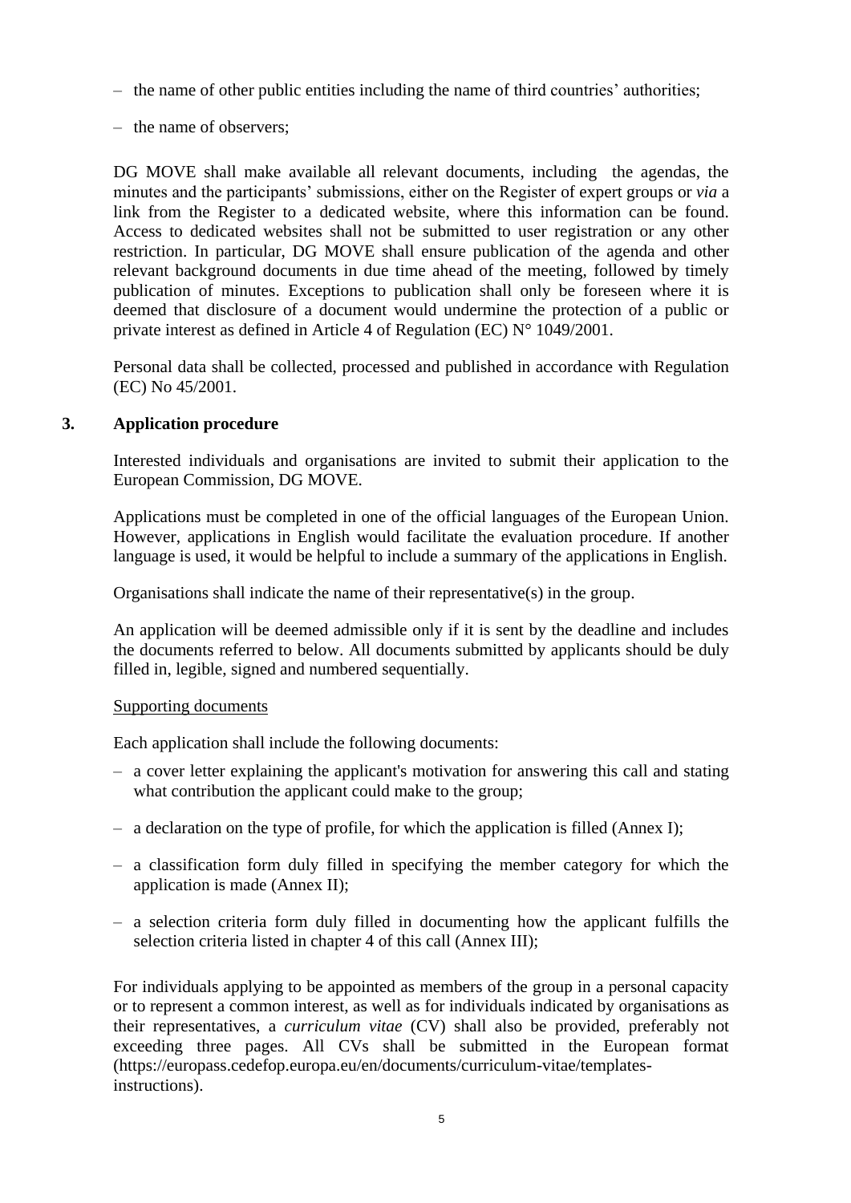– the name of other public entities including the name of third countries' authorities;

– the name of observers;

DG MOVE shall make available all relevant documents, including the agendas, the minutes and the participants' submissions, either on the Register of expert groups or *via* a link from the Register to a dedicated website, where this information can be found. Access to dedicated websites shall not be submitted to user registration or any other restriction. In particular, DG MOVE shall ensure publication of the agenda and other relevant background documents in due time ahead of the meeting, followed by timely publication of minutes. Exceptions to publication shall only be foreseen where it is deemed that disclosure of a document would undermine the protection of a public or private interest as defined in Article 4 of Regulation (EC) N° 1049/2001.

Personal data shall be collected, processed and published in accordance with Regulation (EC) No 45/2001.

## 3. Application procedure

Interested individuals and organisations are invited to submit their application to the European Commission, DG MOVE.

Applications must be completed in one of the official languages of the European Union. However, applications in English would facilitate the evaluation procedure. If another language is used, it would be helpful to include a summary of the applications in English.

Organisations shall indicate the name of their representative(s) in the group.

An application will be deemed admissible only if it is sent by the deadline and includes the documents referred to below. All documents submitted by applicants should be duly filled in, legible, signed and numbered sequentially.

Supporting documents

Each application shall include the following documents:

– a cover letter explaining the applicant's motivation for answering this call and stating what contribution the applicant could make to the group;

– a declaration on the type of profile, for which the application is filled (Annex I);

– a classification form duly filled in specifying the member category for which the application is made (Annex II);

– a selection criteria form duly filled in documenting how the applicant fulfills the selection criteria listed in chapter 4 of this call (Annex III);

For individuals applying to be appointed as members of the group in a personal capacity or to represent a common interest, as well as for individuals indicated by organisations as their representatives, a *curriculum vitae* (CV) shall also be provided, preferably not exceeding three pages. All CVs shall be submitted in the European format (https://europass.cedefop.europa.eu/en/documents/curriculum-vitae/templates-instructions).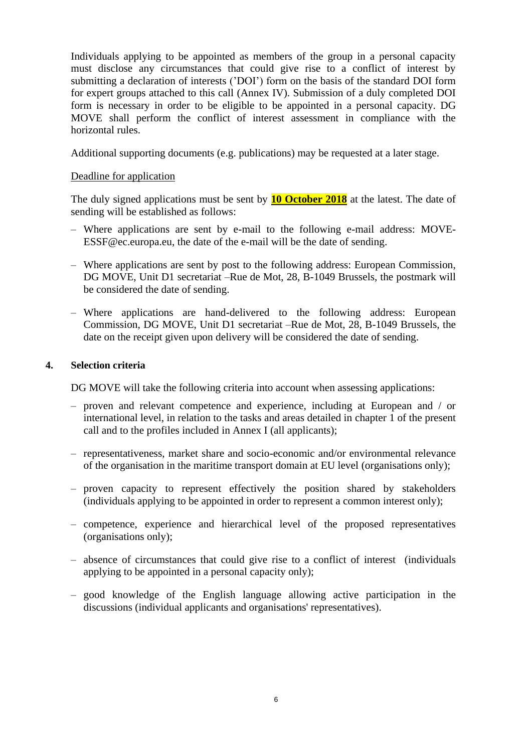Individuals applying to be appointed as members of the group in a personal capacity must disclose any circumstances that could give rise to a conflict of interest by submitting a declaration of interests ('DOI') form on the basis of the standard DOI form for expert groups attached to this call (Annex IV). Submission of a duly completed DOI form is necessary in order to be eligible to be appointed in a personal capacity. DG MOVE shall perform the conflict of interest assessment in compliance with the horizontal rules.

Additional supporting documents (e.g. publications) may be requested at a later stage.

Deadline for application

The duly signed applications must be sent by **10 October 2018** at the latest. The date of sending will be established as follows:

- Where applications are sent by e-mail to the following e-mail address: MOVE-ESSF@ec.europa.eu, the date of the e-mail will be the date of sending.
- Where applications are sent by post to the following address: European Commission, DG MOVE, Unit D1 secretariat –Rue de Mot, 28, B-1049 Brussels, the postmark will be considered the date of sending.
- Where applications are hand-delivered to the following address: European Commission, DG MOVE, Unit D1 secretariat –Rue de Mot, 28, B-1049 Brussels, the date on the receipt given upon delivery will be considered the date of sending.

## 4. Selection criteria

DG MOVE will take the following criteria into account when assessing applications:

- proven and relevant competence and experience, including at European and / or international level, in relation to the tasks and areas detailed in chapter 1 of the present call and to the profiles included in Annex I (all applicants);
- representativeness, market share and socio-economic and/or environmental relevance of the organisation in the maritime transport domain at EU level (organisations only);
- proven capacity to represent effectively the position shared by stakeholders (individuals applying to be appointed in order to represent a common interest only);
- competence, experience and hierarchical level of the proposed representatives (organisations only);
- absence of circumstances that could give rise to a conflict of interest (individuals applying to be appointed in a personal capacity only);
- good knowledge of the English language allowing active participation in the discussions (individual applicants and organisations' representatives).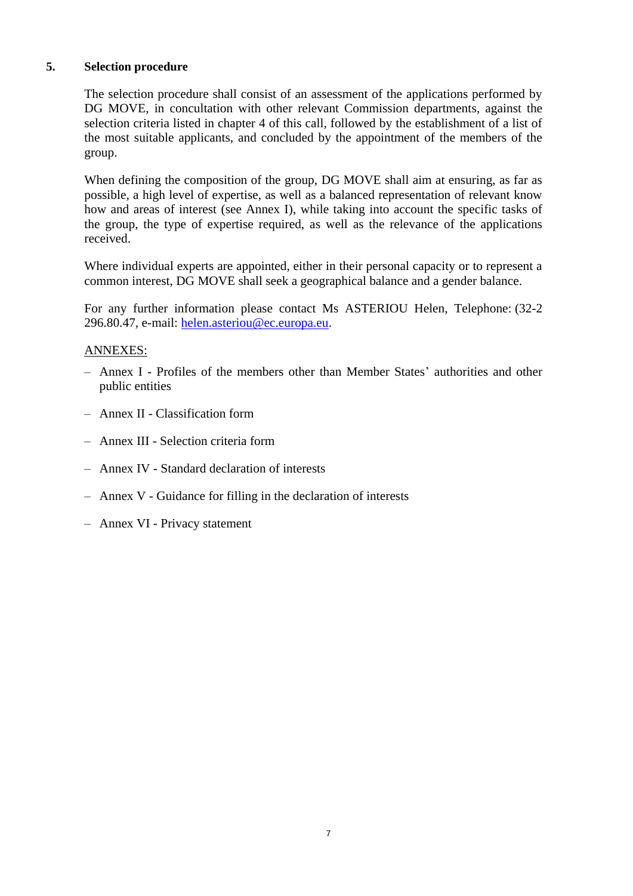## 5. Selection procedure

The selection procedure shall consist of an assessment of the applications performed by DG MOVE, in concultation with other relevant Commission departments, against the selection criteria listed in chapter 4 of this call, followed by the establishment of a list of the most suitable applicants, and concluded by the appointment of the members of the group.

When defining the composition of the group, DG MOVE shall aim at ensuring, as far as possible, a high level of expertise, as well as a balanced representation of relevant know how and areas of interest (see Annex I), while taking into account the specific tasks of the group, the type of expertise required, as well as the relevance of the applications received.

Where individual experts are appointed, either in their personal capacity or to represent a common interest, DG MOVE shall seek a geographical balance and a gender balance.

For any further information please contact Ms ASTERIOU Helen, Telephone: (32-2 296.80.47, e-mail: helen.asteriou@ec.europa.eu.

ANNEXES:

– Annex I - Profiles of the members other than Member States' authorities and other public entities

– Annex II - Classification form

– Annex III - Selection criteria form

– Annex IV - Standard declaration of interests

– Annex V - Guidance for filling in the declaration of interests

– Annex VI - Privacy statement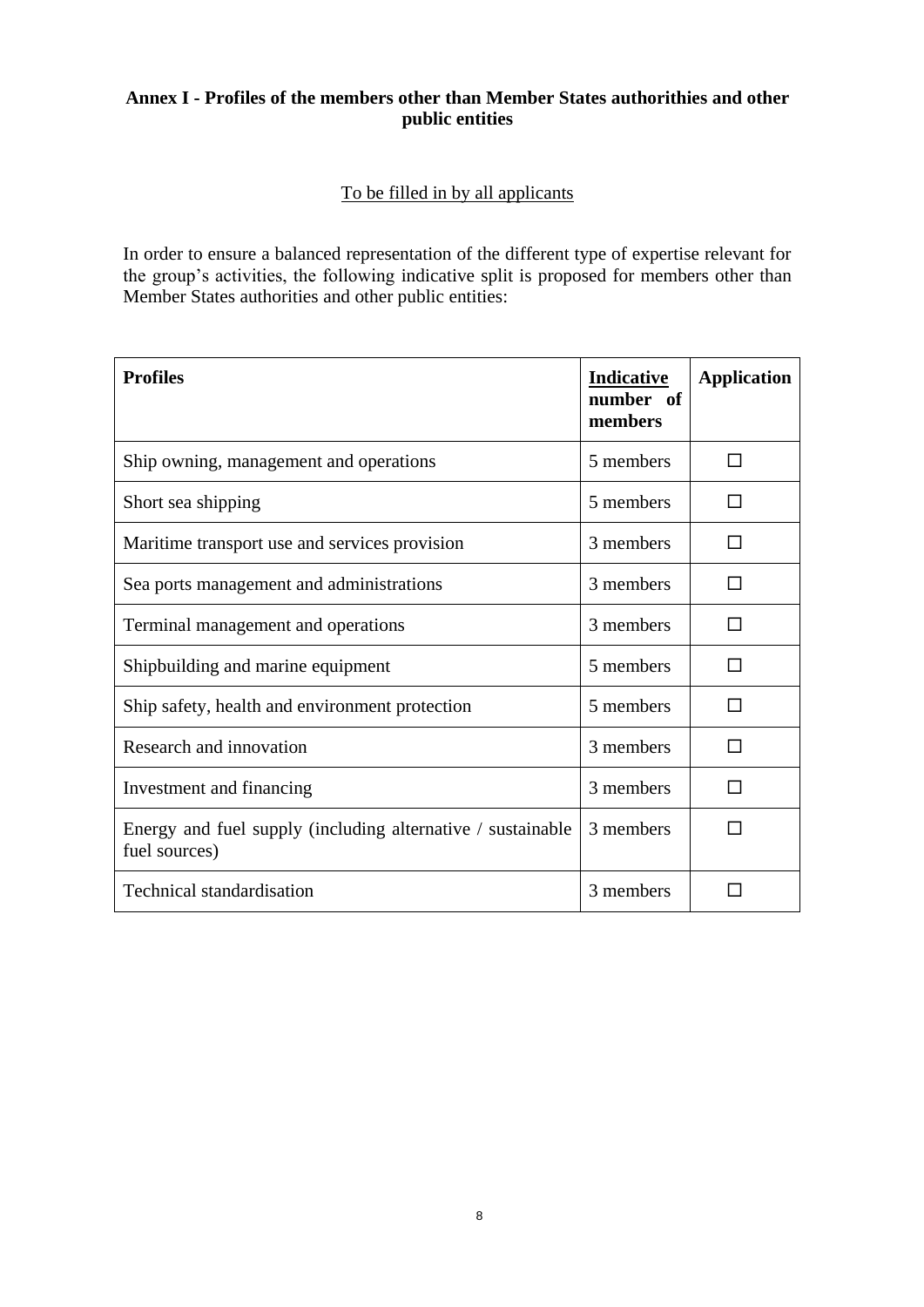**Annex I - Profiles of the members other than Member States authorithies and other public entities**

To be filled in by all applicants

In order to ensure a balanced representation of the different type of expertise relevant for the group's activities, the following indicative split is proposed for members other than Member States authorities and other public entities:

| **Profiles** | **Indicative number of members** | **Application** |
|---|---|---|
| Ship owning, management and operations | 5 members | ☐ |
| Short sea shipping | 5 members | ☐ |
| Maritime transport use and services provision | 3 members | ☐ |
| Sea ports management and administrations | 3 members | ☐ |
| Terminal management and operations | 3 members | ☐ |
| Shipbuilding and marine equipment | 5 members | ☐ |
| Ship safety, health and environment protection | 5 members | ☐ |
| Research and innovation | 3 members | ☐ |
| Investment and financing | 3 members | ☐ |
| Energy and fuel supply (including alternative / sustainable fuel sources) | 3 members | ☐ |
| Technical standardisation | 3 members | ☐ |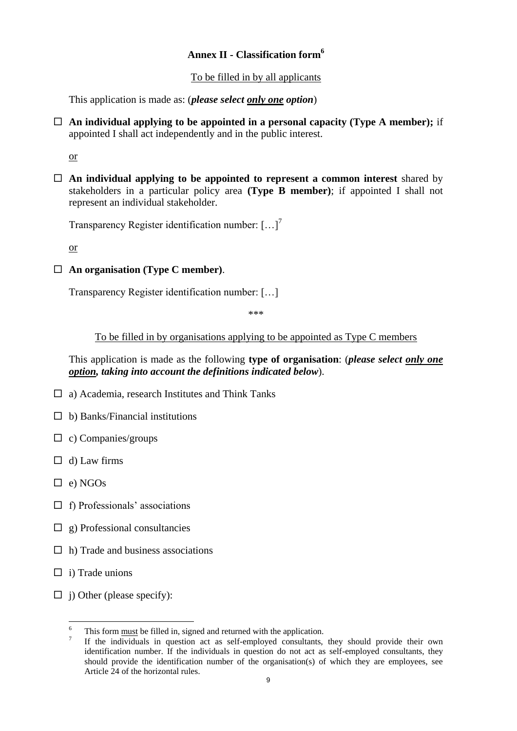## Annex II - Classification form[6]

To be filled in by all applicants

This application is made as: (***please select only one option***)

☐ **An individual applying to be appointed in a personal capacity (Type A member);** if appointed I shall act independently and in the public interest.

or

☐ **An individual applying to be appointed to represent a common interest** shared by stakeholders in a particular policy area **(Type B member)**; if appointed I shall not represent an individual stakeholder.

Transparency Register identification number: […][7]

or

☐ **An organisation (Type C member)**.

Transparency Register identification number: […]

\*\*\*

To be filled in by organisations applying to be appointed as Type C members

This application is made as the following **type of organisation**: (***please select only one option, taking into account the definitions indicated below***).

☐ a) Academia, research Institutes and Think Tanks

☐ b) Banks/Financial institutions

☐ c) Companies/groups

☐ d) Law firms

☐ e) NGOs

☐ f) Professionals' associations

☐ g) Professional consultancies

☐ h) Trade and business associations

☐ i) Trade unions

☐ j) Other (please specify):

---

[6] This form must be filled in, signed and returned with the application.

[7] If the individuals in question act as self-employed consultants, they should provide their own identification number. If the individuals in question do not act as self-employed consultants, they should provide the identification number of the organisation(s) of which they are employees, see Article 24 of the horizontal rules.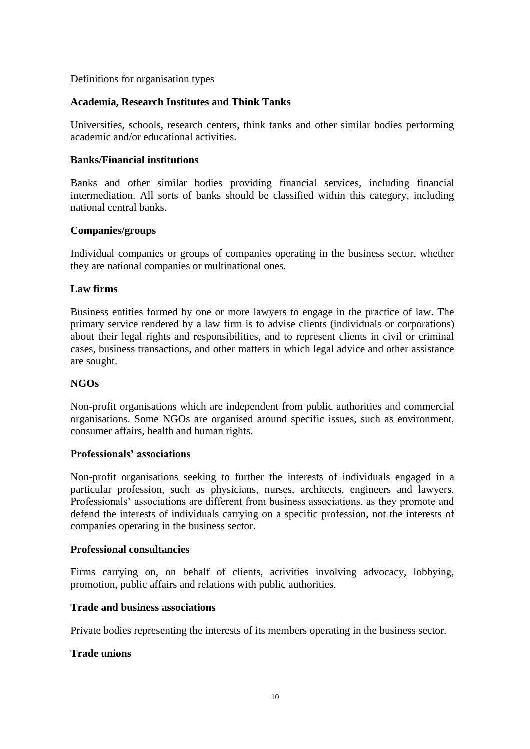Definitions for organisation types

**Academia, Research Institutes and Think Tanks**

Universities, schools, research centers, think tanks and other similar bodies performing academic and/or educational activities.

**Banks/Financial institutions**

Banks and other similar bodies providing financial services, including financial intermediation. All sorts of banks should be classified within this category, including national central banks.

**Companies/groups**

Individual companies or groups of companies operating in the business sector, whether they are national companies or multinational ones.

**Law firms**

Business entities formed by one or more lawyers to engage in the practice of law. The primary service rendered by a law firm is to advise clients (individuals or corporations) about their legal rights and responsibilities, and to represent clients in civil or criminal cases, business transactions, and other matters in which legal advice and other assistance are sought.

**NGOs**

Non-profit organisations which are independent from public authorities and commercial organisations. Some NGOs are organised around specific issues, such as environment, consumer affairs, health and human rights.

**Professionals' associations**

Non-profit organisations seeking to further the interests of individuals engaged in a particular profession, such as physicians, nurses, architects, engineers and lawyers. Professionals' associations are different from business associations, as they promote and defend the interests of individuals carrying on a specific profession, not the interests of companies operating in the business sector.

**Professional consultancies**

Firms carrying on, on behalf of clients, activities involving advocacy, lobbying, promotion, public affairs and relations with public authorities.

**Trade and business associations**

Private bodies representing the interests of its members operating in the business sector.

**Trade unions**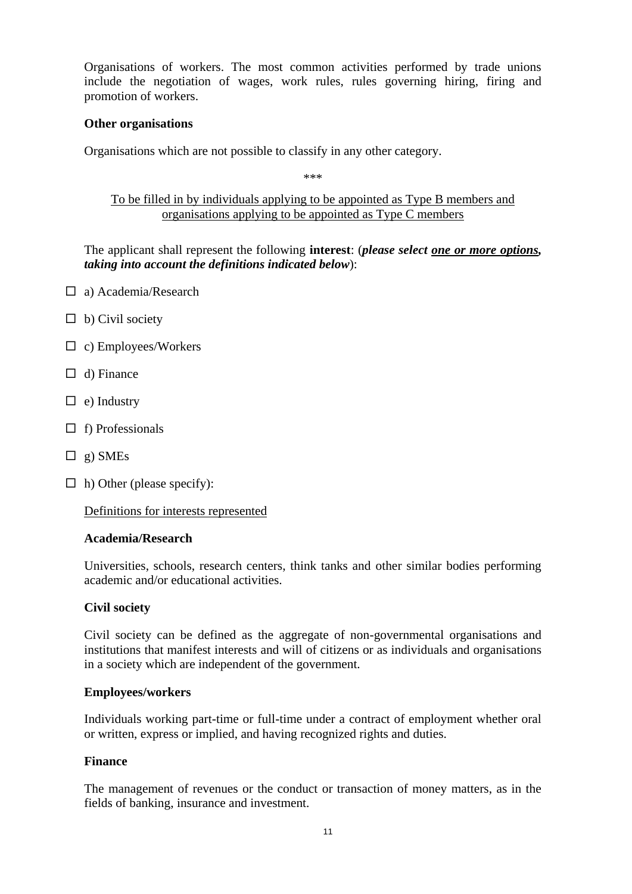Organisations of workers. The most common activities performed by trade unions include the negotiation of wages, work rules, rules governing hiring, firing and promotion of workers.

**Other organisations**

Organisations which are not possible to classify in any other category.

\*\*\*

To be filled in by individuals applying to be appointed as Type B members and organisations applying to be appointed as Type C members

The applicant shall represent the following **interest**: (***please select <u>one or more options</u>, taking into account the definitions indicated below***):

- ☐ a) Academia/Research
- ☐ b) Civil society
- ☐ c) Employees/Workers
- ☐ d) Finance
- ☐ e) Industry
- ☐ f) Professionals
- ☐ g) SMEs
- ☐ h) Other (please specify):

Definitions for interests represented

**Academia/Research**

Universities, schools, research centers, think tanks and other similar bodies performing academic and/or educational activities.

**Civil society**

Civil society can be defined as the aggregate of non-governmental organisations and institutions that manifest interests and will of citizens or as individuals and organisations in a society which are independent of the government.

**Employees/workers**

Individuals working part-time or full-time under a contract of employment whether oral or written, express or implied, and having recognized rights and duties.

**Finance**

The management of revenues or the conduct or transaction of money matters, as in the fields of banking, insurance and investment.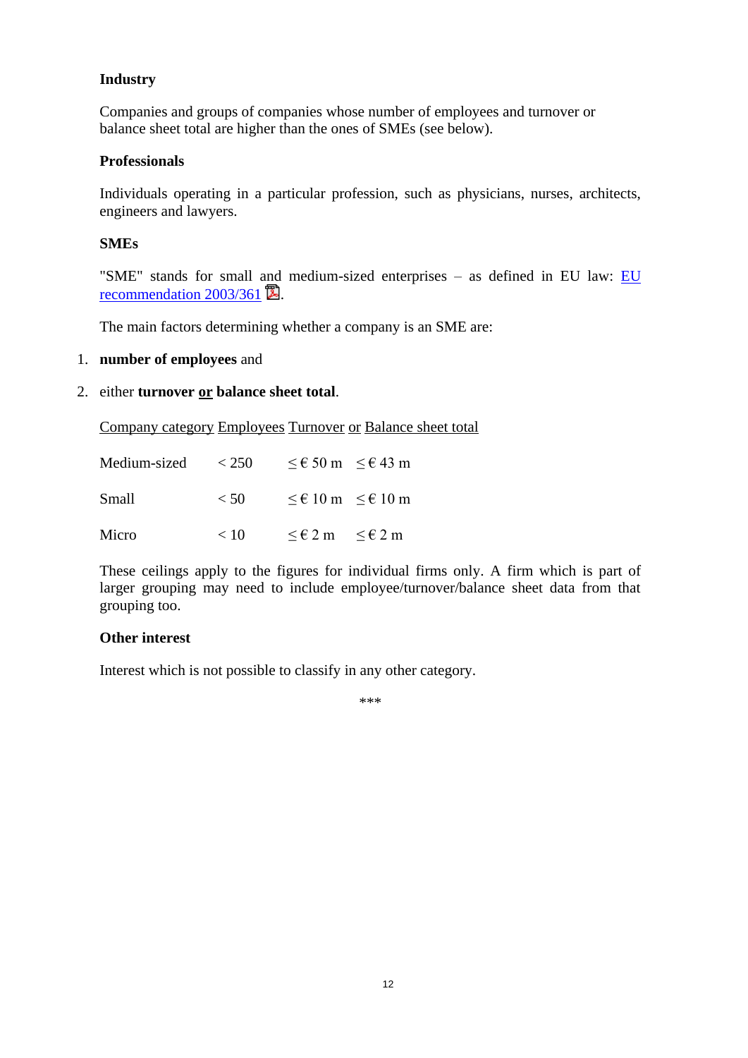**Industry**

Companies and groups of companies whose number of employees and turnover or balance sheet total are higher than the ones of SMEs (see below).

**Professionals**

Individuals operating in a particular profession, such as physicians, nurses, architects, engineers and lawyers.

**SMEs**

"SME" stands for small and medium-sized enterprises – as defined in EU law: EU recommendation 2003/361.

The main factors determining whether a company is an SME are:

1. **number of employees** and
2. either **turnover or balance sheet total**.

| Company category | Employees | Turnover | or | Balance sheet total |
|---|---|---|---|---|
| Medium-sized | < 250 | ≤ € 50 m | | ≤ € 43 m |
| Small | < 50 | ≤ € 10 m | | ≤ € 10 m |
| Micro | < 10 | ≤ € 2 m | | ≤ € 2 m |

These ceilings apply to the figures for individual firms only. A firm which is part of larger grouping may need to include employee/turnover/balance sheet data from that grouping too.

**Other interest**

Interest which is not possible to classify in any other category.

***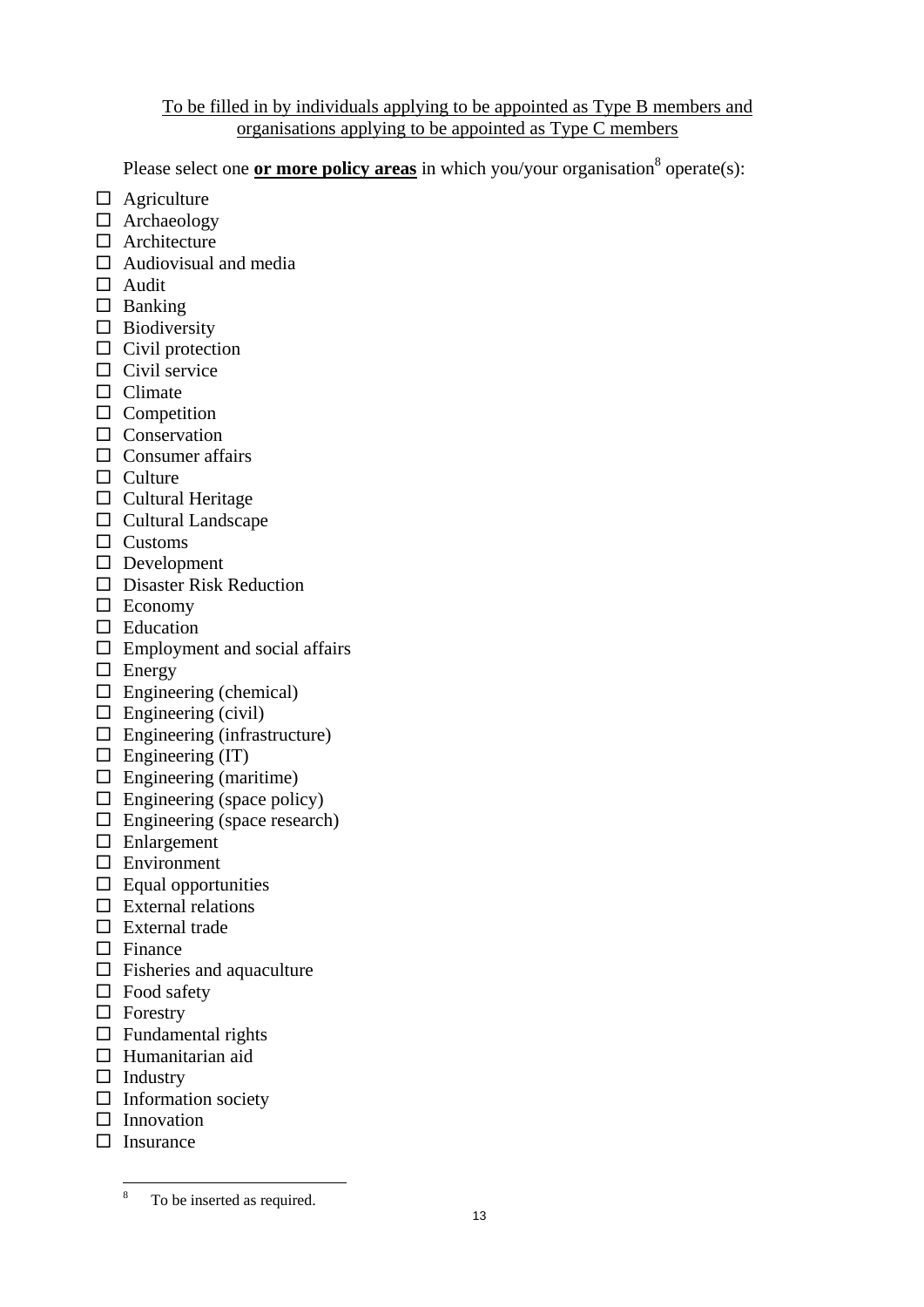To be filled in by individuals applying to be appointed as Type B members and organisations applying to be appointed as Type C members

Please select one **or more policy areas** in which you/your organisation[8] operate(s):

- ☐ Agriculture
- ☐ Archaeology
- ☐ Architecture
- ☐ Audiovisual and media
- ☐ Audit
- ☐ Banking
- ☐ Biodiversity
- ☐ Civil protection
- ☐ Civil service
- ☐ Climate
- ☐ Competition
- ☐ Conservation
- ☐ Consumer affairs
- ☐ Culture
- ☐ Cultural Heritage
- ☐ Cultural Landscape
- ☐ Customs
- ☐ Development
- ☐ Disaster Risk Reduction
- ☐ Economy
- ☐ Education
- ☐ Employment and social affairs
- ☐ Energy
- ☐ Engineering (chemical)
- ☐ Engineering (civil)
- ☐ Engineering (infrastructure)
- ☐ Engineering (IT)
- ☐ Engineering (maritime)
- ☐ Engineering (space policy)
- ☐ Engineering (space research)
- ☐ Enlargement
- ☐ Environment
- ☐ Equal opportunities
- ☐ External relations
- ☐ External trade
- ☐ Finance
- ☐ Fisheries and aquaculture
- ☐ Food safety
- ☐ Forestry
- ☐ Fundamental rights
- ☐ Humanitarian aid
- ☐ Industry
- ☐ Information society
- ☐ Innovation
- ☐ Insurance

[8] To be inserted as required.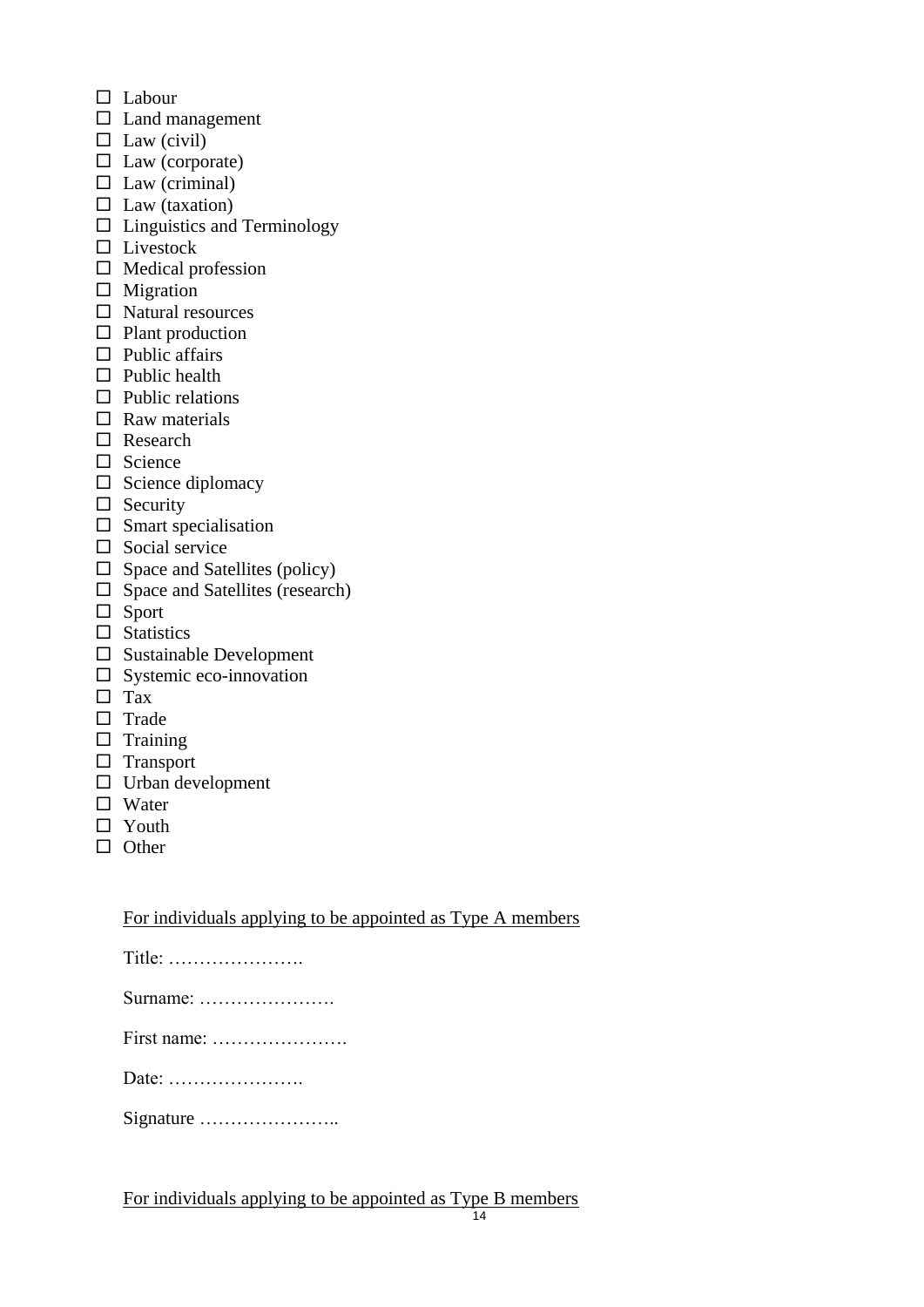- ☐ Labour
- ☐ Land management
- ☐ Law (civil)
- ☐ Law (corporate)
- ☐ Law (criminal)
- ☐ Law (taxation)
- ☐ Linguistics and Terminology
- ☐ Livestock
- ☐ Medical profession
- ☐ Migration
- ☐ Natural resources
- ☐ Plant production
- ☐ Public affairs
- ☐ Public health
- ☐ Public relations
- ☐ Raw materials
- ☐ Research
- ☐ Science
- ☐ Science diplomacy
- ☐ Security
- ☐ Smart specialisation
- ☐ Social service
- ☐ Space and Satellites (policy)
- ☐ Space and Satellites (research)
- ☐ Sport
- ☐ Statistics
- ☐ Sustainable Development
- ☐ Systemic eco-innovation
- ☐ Tax
- ☐ Trade
- ☐ Training
- ☐ Transport
- ☐ Urban development
- ☐ Water
- ☐ Youth
- ☐ Other

<u>For individuals applying to be appointed as Type A members</u>

Title: ………………….

Surname: ………………….

First name: ………………….

Date: ………………….

Signature …………………..

<u>For individuals applying to be appointed as Type B members</u>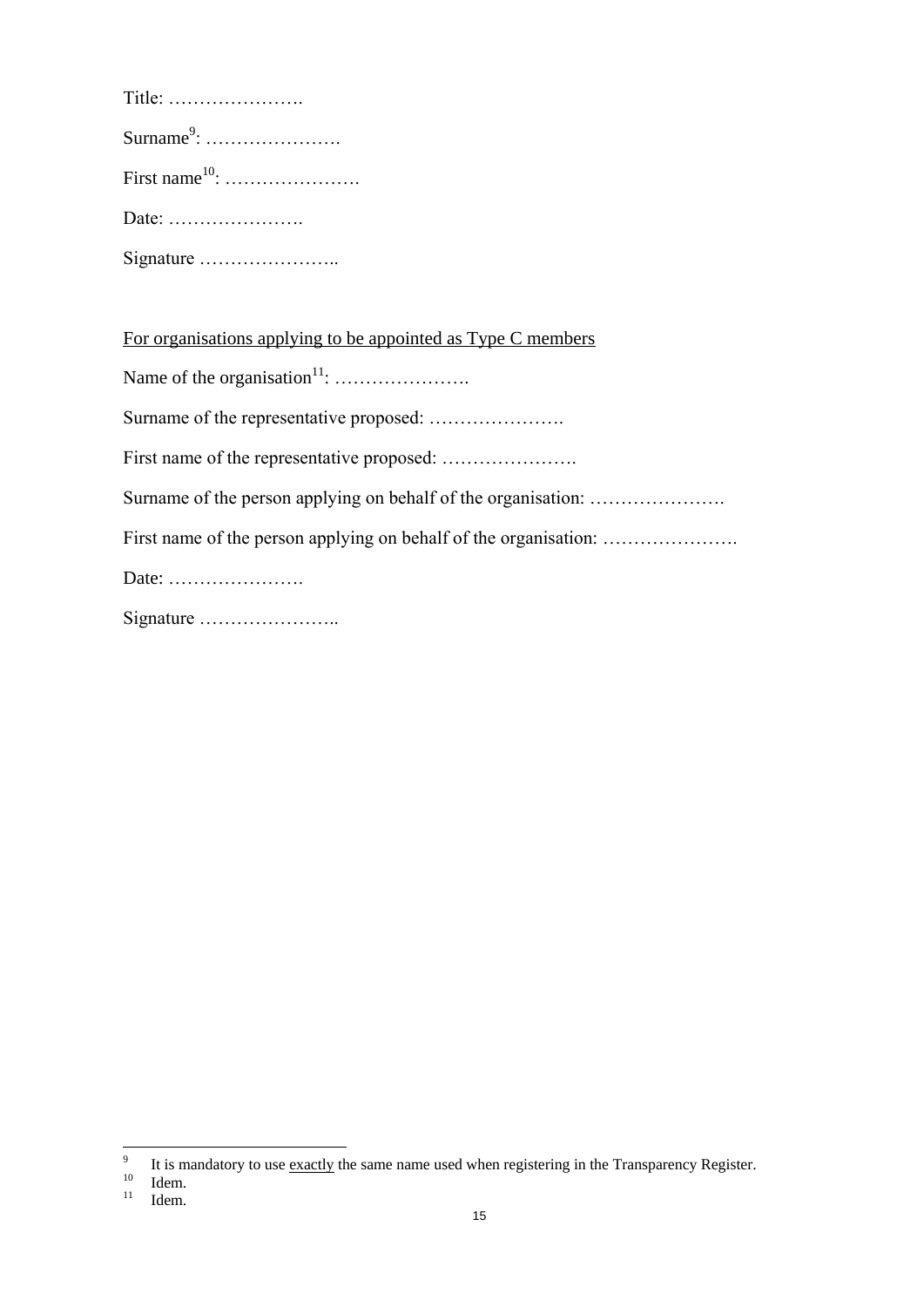Title: ………………….

Surname[9]: ………………….

First name[10]: ………………….

Date: ………………….

Signature …………………..

<u>For organisations applying to be appointed as Type C members</u>

Name of the organisation[11]: ………………….

Surname of the representative proposed: ………………….

First name of the representative proposed: ………………….

Surname of the person applying on behalf of the organisation: ………………….

First name of the person applying on behalf of the organisation: ………………….

Date: ………………….

Signature …………………..

---

[9] It is mandatory to use <u>exactly</u> the same name used when registering in the Transparency Register.

[10] Idem.

[11] Idem.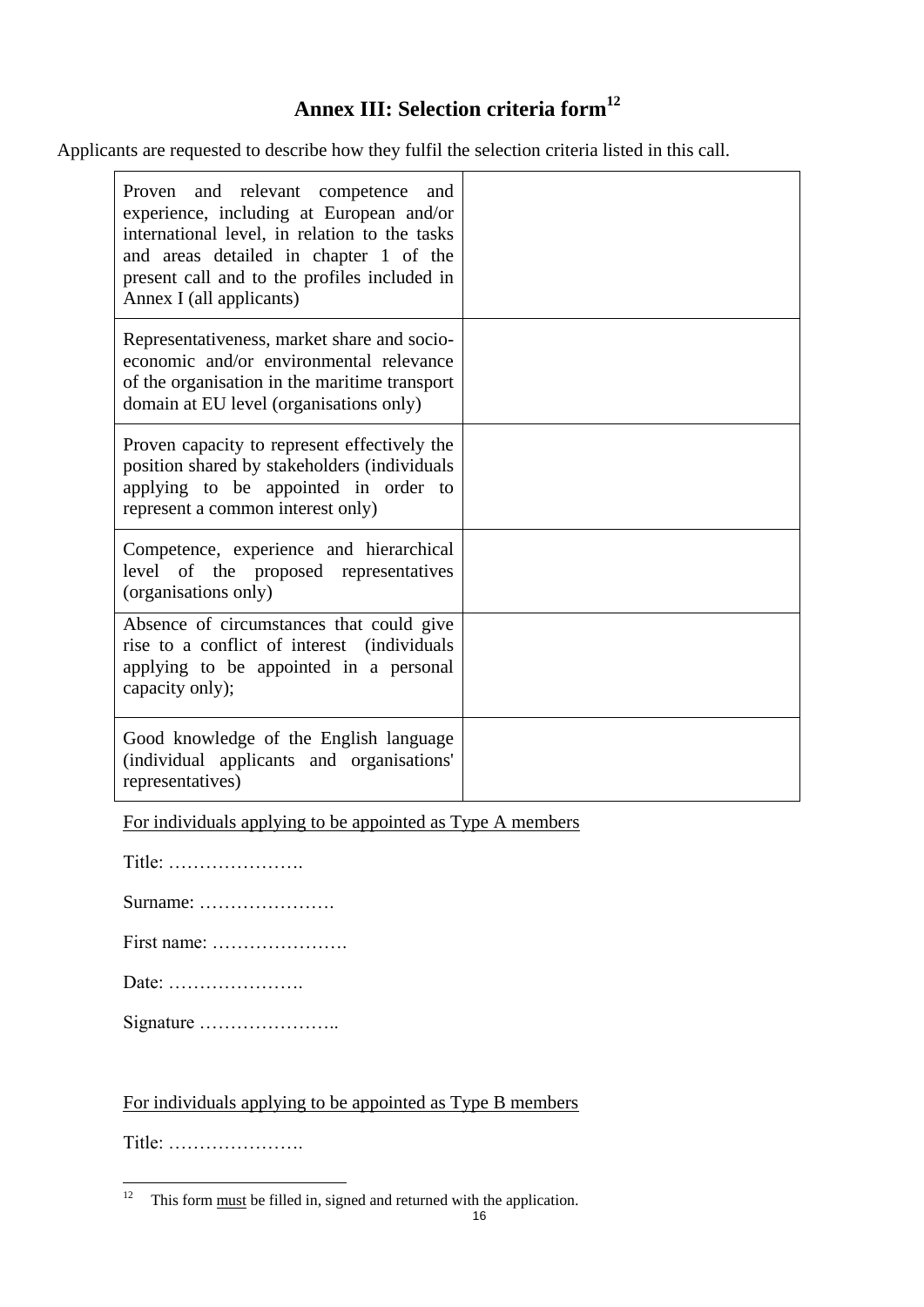# Annex III: Selection criteria form[12]

Applicants are requested to describe how they fulfil the selection criteria listed in this call.

| | |
|---|---|
| Proven and relevant competence and experience, including at European and/or international level, in relation to the tasks and areas detailed in chapter 1 of the present call and to the profiles included in Annex I (all applicants) | |
| Representativeness, market share and socio-economic and/or environmental relevance of the organisation in the maritime transport domain at EU level (organisations only) | |
| Proven capacity to represent effectively the position shared by stakeholders (individuals applying to be appointed in order to represent a common interest only) | |
| Competence, experience and hierarchical level of the proposed representatives (organisations only) | |
| Absence of circumstances that could give rise to a conflict of interest (individuals applying to be appointed in a personal capacity only); | |
| Good knowledge of the English language (individual applicants and organisations' representatives) | |

<u>For individuals applying to be appointed as Type A members</u>

Title: ………………….

Surname: ………………….

First name: ………………….

Date: ………………….

Signature …………………..

<u>For individuals applying to be appointed as Type B members</u>

Title: ………………….

[12] This form <u>must</u> be filled in, signed and returned with the application.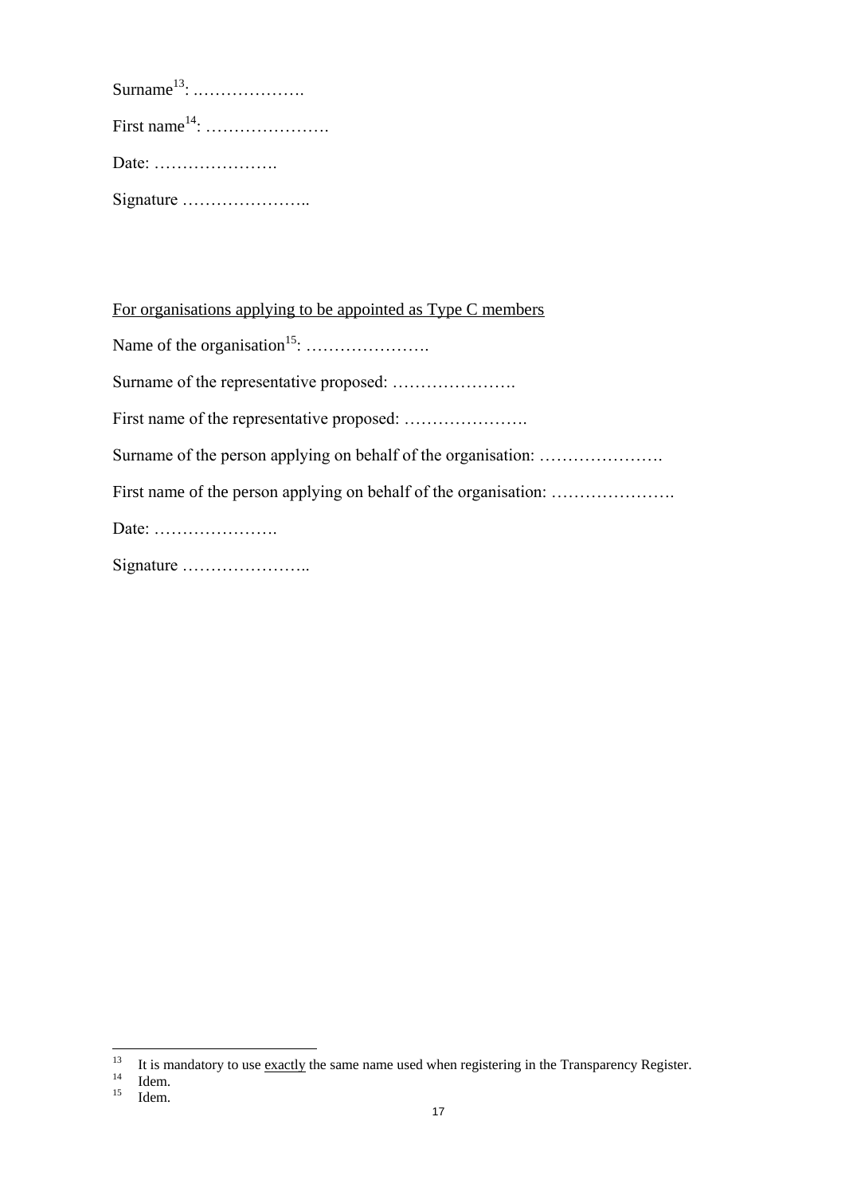Surname[13]: ……………….

First name[14]: ………………….

Date: ………………….

Signature …………………..

For organisations applying to be appointed as Type C members

Name of the organisation[15]: ………………….

Surname of the representative proposed: ………………….

First name of the representative proposed: ………………….

Surname of the person applying on behalf of the organisation: ………………….

First name of the person applying on behalf of the organisation: ………………….

Date: ………………….

Signature …………………..

---

[13] It is mandatory to use exactly the same name used when registering in the Transparency Register.

[14] Idem.

[15] Idem.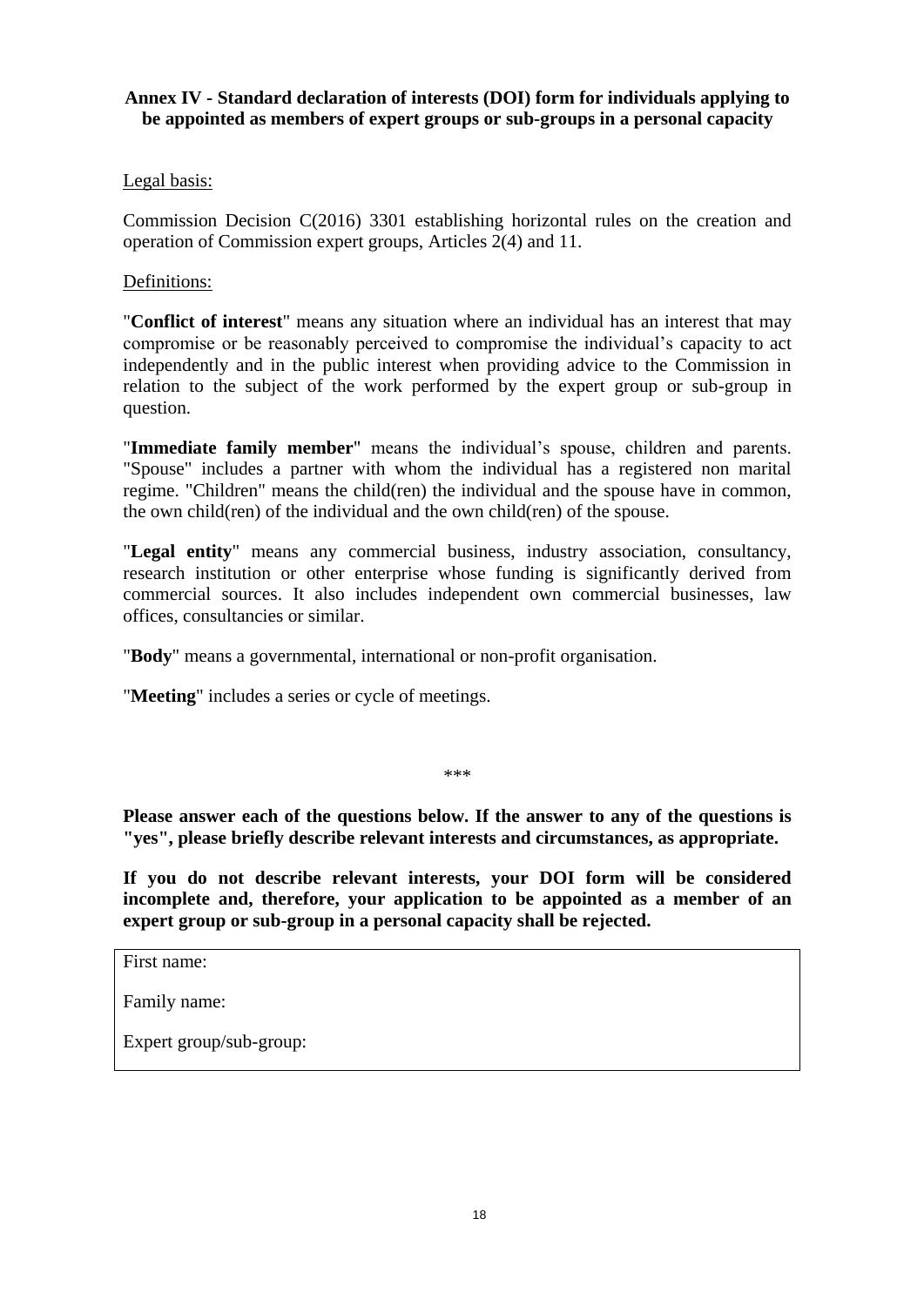**Annex IV - Standard declaration of interests (DOI) form for individuals applying to be appointed as members of expert groups or sub-groups in a personal capacity**

Legal basis:

Commission Decision C(2016) 3301 establishing horizontal rules on the creation and operation of Commission expert groups, Articles 2(4) and 11.

Definitions:

"**Conflict of interest**" means any situation where an individual has an interest that may compromise or be reasonably perceived to compromise the individual's capacity to act independently and in the public interest when providing advice to the Commission in relation to the subject of the work performed by the expert group or sub-group in question.

"**Immediate family member**" means the individual's spouse, children and parents. "Spouse" includes a partner with whom the individual has a registered non marital regime. "Children" means the child(ren) the individual and the spouse have in common, the own child(ren) of the individual and the own child(ren) of the spouse.

"**Legal entity**" means any commercial business, industry association, consultancy, research institution or other enterprise whose funding is significantly derived from commercial sources. It also includes independent own commercial businesses, law offices, consultancies or similar.

"**Body**" means a governmental, international or non-profit organisation.

"**Meeting**" includes a series or cycle of meetings.

***

**Please answer each of the questions below. If the answer to any of the questions is "yes", please briefly describe relevant interests and circumstances, as appropriate.**

**If you do not describe relevant interests, your DOI form will be considered incomplete and, therefore, your application to be appointed as a member of an expert group or sub-group in a personal capacity shall be rejected.**

| First name:<br>Family name:<br>Expert group/sub-group: |
|---|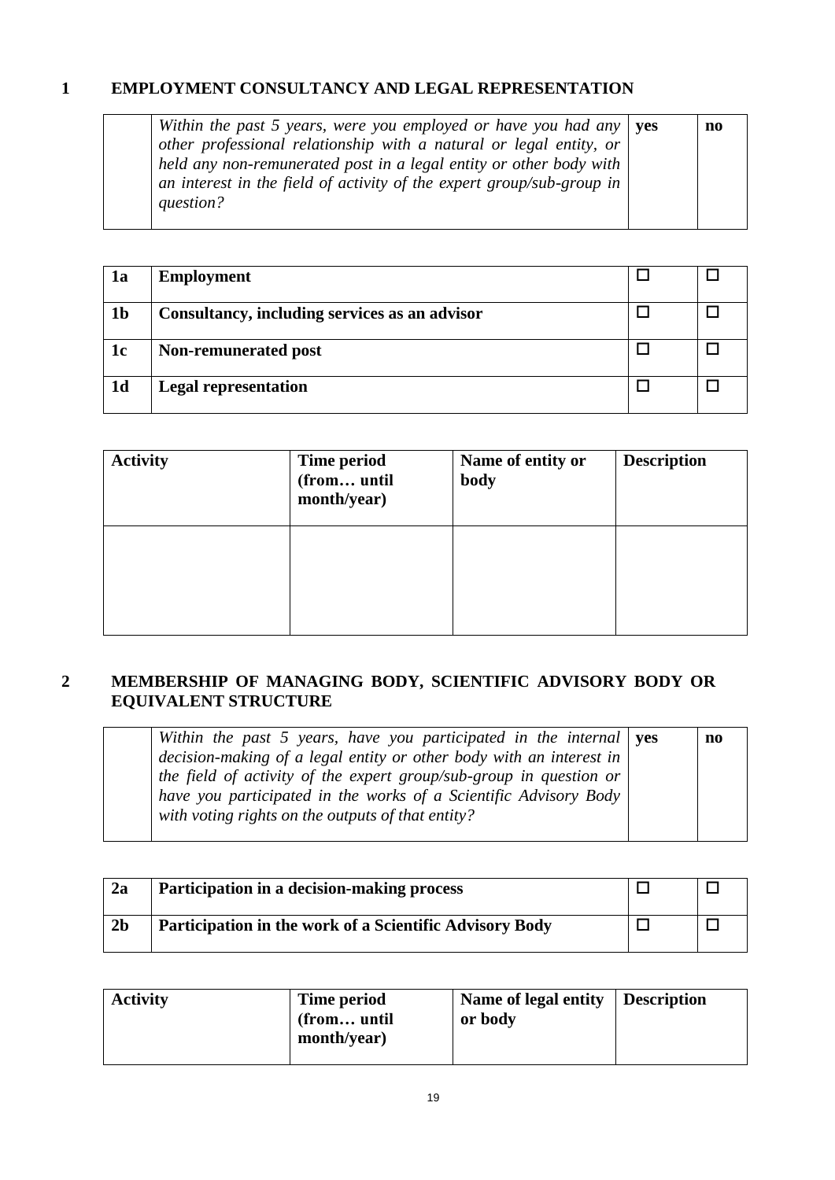## 1 EMPLOYMENT CONSULTANCY AND LEGAL REPRESENTATION

| | | | |
|---|---|---|---|
| | *Within the past 5 years, were you employed or have you had any other professional relationship with a natural or legal entity, or held any non-remunerated post in a legal entity or other body with an interest in the field of activity of the expert group/sub-group in question?* | **yes** | **no** |

| | | | |
|---|---|---|---|
| **1a** | **Employment** | ☐ | ☐ |
| **1b** | **Consultancy, including services as an advisor** | ☐ | ☐ |
| **1c** | **Non-remunerated post** | ☐ | ☐ |
| **1d** | **Legal representation** | ☐ | ☐ |

| **Activity** | **Time period (from… until month/year)** | **Name of entity or body** | **Description** |
|---|---|---|---|
| | | | |

## 2 MEMBERSHIP OF MANAGING BODY, SCIENTIFIC ADVISORY BODY OR EQUIVALENT STRUCTURE

| | | | |
|---|---|---|---|
| | *Within the past 5 years, have you participated in the internal decision-making of a legal entity or other body with an interest in the field of activity of the expert group/sub-group in question or have you participated in the works of a Scientific Advisory Body with voting rights on the outputs of that entity?* | **yes** | **no** |

| | | | |
|---|---|---|---|
| **2a** | **Participation in a decision-making process** | ☐ | ☐ |
| **2b** | **Participation in the work of a Scientific Advisory Body** | ☐ | ☐ |

| **Activity** | **Time period (from… until month/year)** | **Name of legal entity or body** | **Description** |
|---|---|---|---|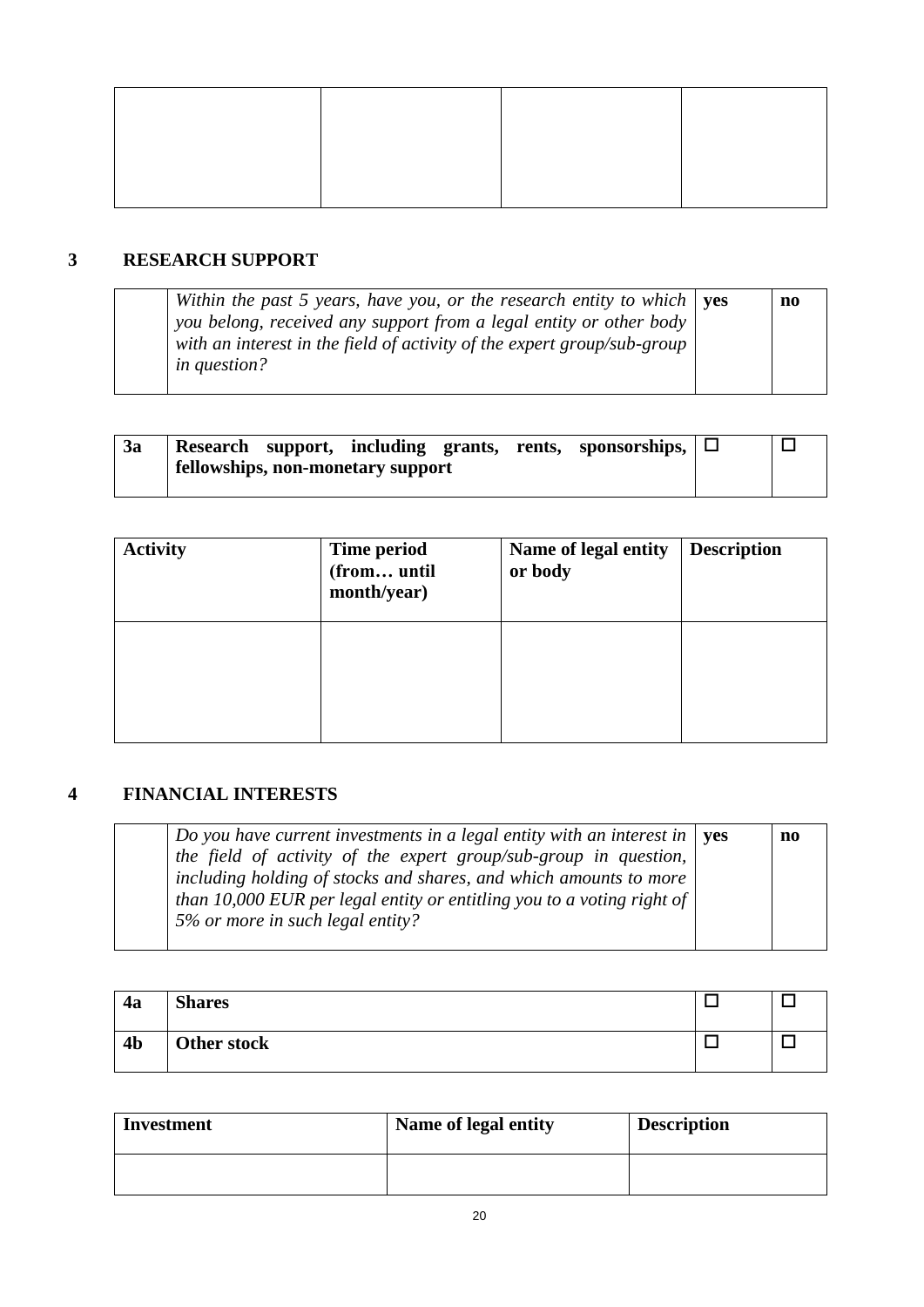| | | | |
|---|---|---|---|
| | | | |

## 3 RESEARCH SUPPORT

| | | | |
|---|---|---|---|
| | *Within the past 5 years, have you, or the research entity to which you belong, received any support from a legal entity or other body with an interest in the field of activity of the expert group/sub-group in question?* | **yes** | **no** |

| | | | |
|---|---|---|---|
| **3a** | **Research support, including grants, rents, sponsorships, fellowships, non-monetary support** | ☐ | ☐ |

| **Activity** | **Time period (from… until month/year)** | **Name of legal entity or body** | **Description** |
|---|---|---|---|
| | | | |

## 4 FINANCIAL INTERESTS

| | | | |
|---|---|---|---|
| | *Do you have current investments in a legal entity with an interest in the field of activity of the expert group/sub-group in question, including holding of stocks and shares, and which amounts to more than 10,000 EUR per legal entity or entitling you to a voting right of 5% or more in such legal entity?* | **yes** | **no** |

| | | | |
|---|---|---|---|
| **4a** | **Shares** | ☐ | ☐ |
| **4b** | **Other stock** | ☐ | ☐ |

| **Investment** | **Name of legal entity** | **Description** |
|---|---|---|
| | | |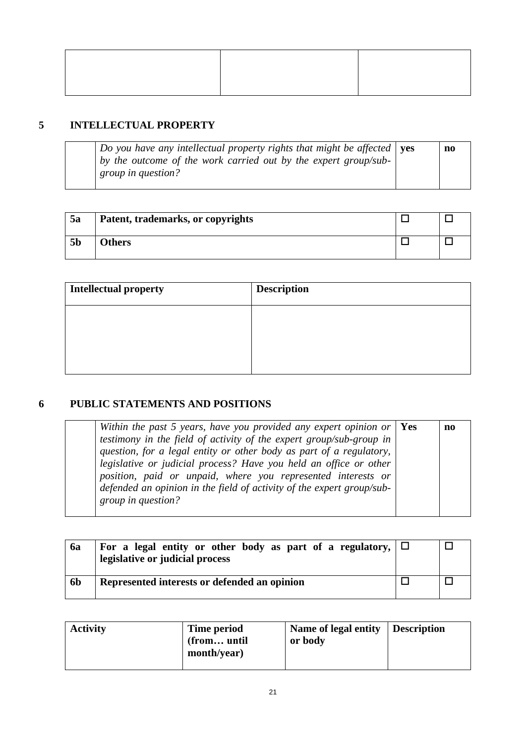| | | |
|---|---|---|
| | | |

## 5 INTELLECTUAL PROPERTY

| | | | |
|---|---|---|---|
| | *Do you have any intellectual property rights that might be affected by the outcome of the work carried out by the expert group/sub-group in question?* | **yes** | **no** |

| | | | |
|---|---|---|---|
| **5a** | **Patent, trademarks, or copyrights** | ☐ | ☐ |
| **5b** | **Others** | ☐ | ☐ |

| **Intellectual property** | **Description** |
|---|---|
| | |

## 6 PUBLIC STATEMENTS AND POSITIONS

| | | | |
|---|---|---|---|
| | *Within the past 5 years, have you provided any expert opinion or testimony in the field of activity of the expert group/sub-group in question, for a legal entity or other body as part of a regulatory, legislative or judicial process? Have you held an office or other position, paid or unpaid, where you represented interests or defended an opinion in the field of activity of the expert group/sub-group in question?* | **Yes** | **no** |

| | | | |
|---|---|---|---|
| **6a** | **For a legal entity or other body as part of a regulatory, legislative or judicial process** | ☐ | ☐ |
| **6b** | **Represented interests or defended an opinion** | ☐ | ☐ |

| **Activity** | **Time period (from… until month/year)** | **Name of legal entity or body** | **Description** |
|---|---|---|---|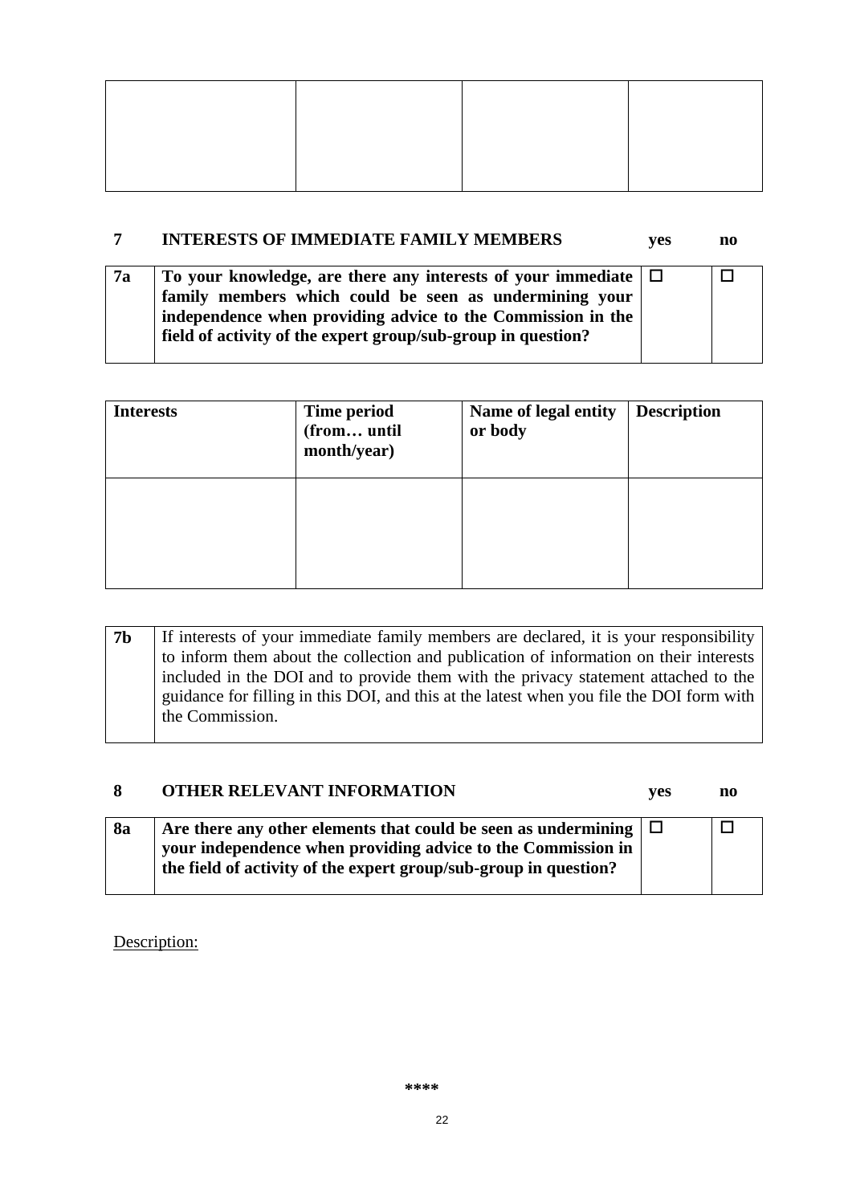| | | | |
|---|---|---|---|
| | | | |

## 7 INTERESTS OF IMMEDIATE FAMILY MEMBERS

| | | yes | no |
|---|---|---|---|
| **7a** | **To your knowledge, are there any interests of your immediate family members which could be seen as undermining your independence when providing advice to the Commission in the field of activity of the expert group/sub-group in question?** | ☐ | ☐ |

| **Interests** | **Time period (from… until month/year)** | **Name of legal entity or body** | **Description** |
|---|---|---|---|
| | | | |

| | |
|---|---|
| **7b** | If interests of your immediate family members are declared, it is your responsibility to inform them about the collection and publication of information on their interests included in the DOI and to provide them with the privacy statement attached to the guidance for filling in this DOI, and this at the latest when you file the DOI form with the Commission. |

## 8 OTHER RELEVANT INFORMATION

| | | yes | no |
|---|---|---|---|
| **8a** | **Are there any other elements that could be seen as undermining your independence when providing advice to the Commission in the field of activity of the expert group/sub-group in question?** | ☐ | ☐ |

Description:

\*\*\*\*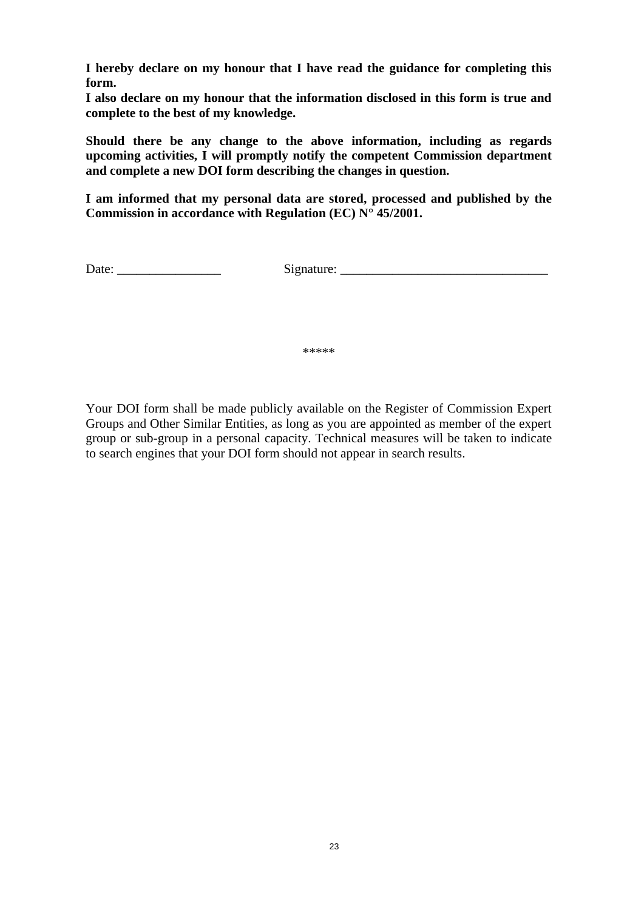**I hereby declare on my honour that I have read the guidance for completing this form.**
**I also declare on my honour that the information disclosed in this form is true and complete to the best of my knowledge.**

**Should there be any change to the above information, including as regards upcoming activities, I will promptly notify the competent Commission department and complete a new DOI form describing the changes in question.**

**I am informed that my personal data are stored, processed and published by the Commission in accordance with Regulation (EC) N° 45/2001.**

Date: ________________ Signature: ________________________________

*****

Your DOI form shall be made publicly available on the Register of Commission Expert Groups and Other Similar Entities, as long as you are appointed as member of the expert group or sub-group in a personal capacity. Technical measures will be taken to indicate to search engines that your DOI form should not appear in search results.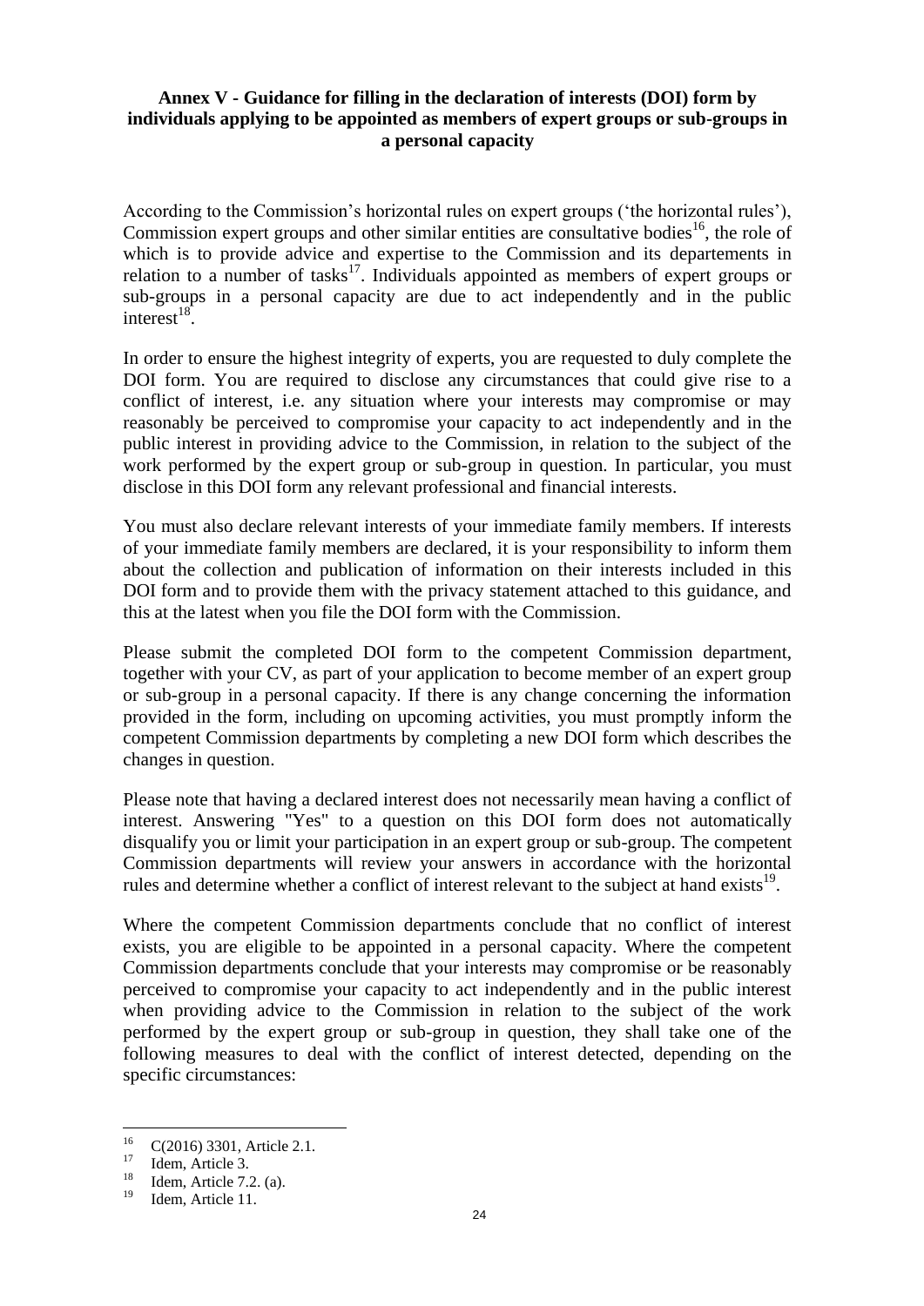**Annex V - Guidance for filling in the declaration of interests (DOI) form by individuals applying to be appointed as members of expert groups or sub-groups in a personal capacity**

According to the Commission's horizontal rules on expert groups ('the horizontal rules'), Commission expert groups and other similar entities are consultative bodies[16], the role of which is to provide advice and expertise to the Commission and its departements in relation to a number of tasks[17]. Individuals appointed as members of expert groups or sub-groups in a personal capacity are due to act independently and in the public interest[18].

In order to ensure the highest integrity of experts, you are requested to duly complete the DOI form. You are required to disclose any circumstances that could give rise to a conflict of interest, i.e. any situation where your interests may compromise or may reasonably be perceived to compromise your capacity to act independently and in the public interest in providing advice to the Commission, in relation to the subject of the work performed by the expert group or sub-group in question. In particular, you must disclose in this DOI form any relevant professional and financial interests.

You must also declare relevant interests of your immediate family members. If interests of your immediate family members are declared, it is your responsibility to inform them about the collection and publication of information on their interests included in this DOI form and to provide them with the privacy statement attached to this guidance, and this at the latest when you file the DOI form with the Commission.

Please submit the completed DOI form to the competent Commission department, together with your CV, as part of your application to become member of an expert group or sub-group in a personal capacity. If there is any change concerning the information provided in the form, including on upcoming activities, you must promptly inform the competent Commission departments by completing a new DOI form which describes the changes in question.

Please note that having a declared interest does not necessarily mean having a conflict of interest. Answering "Yes" to a question on this DOI form does not automatically disqualify you or limit your participation in an expert group or sub-group. The competent Commission departments will review your answers in accordance with the horizontal rules and determine whether a conflict of interest relevant to the subject at hand exists[19].

Where the competent Commission departments conclude that no conflict of interest exists, you are eligible to be appointed in a personal capacity. Where the competent Commission departments conclude that your interests may compromise or be reasonably perceived to compromise your capacity to act independently and in the public interest when providing advice to the Commission in relation to the subject of the work performed by the expert group or sub-group in question, they shall take one of the following measures to deal with the conflict of interest detected, depending on the specific circumstances:

---

[16] C(2016) 3301, Article 2.1.

[17] Idem, Article 3.

[18] Idem, Article 7.2. (a).

[19] Idem, Article 11.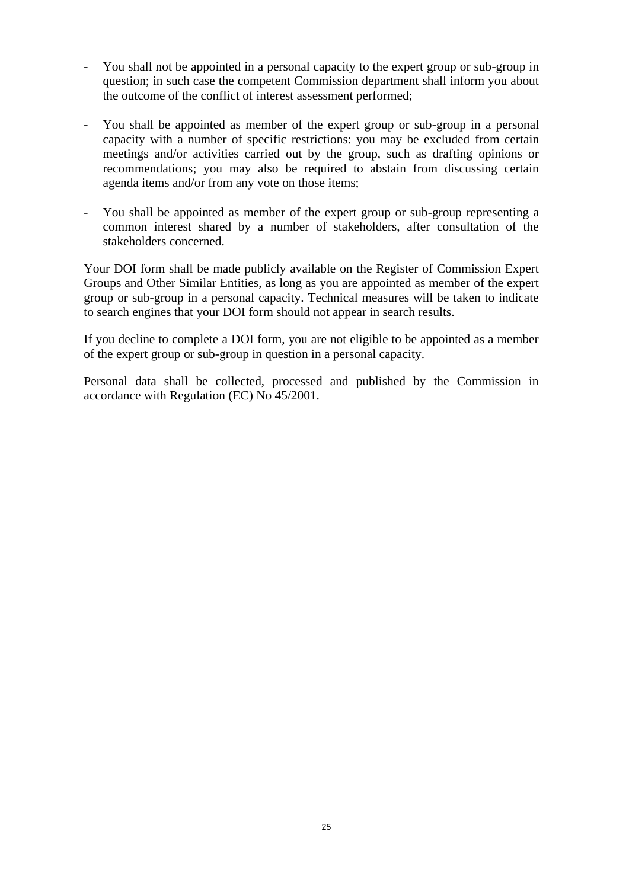- You shall not be appointed in a personal capacity to the expert group or sub-group in question; in such case the competent Commission department shall inform you about the outcome of the conflict of interest assessment performed;

- You shall be appointed as member of the expert group or sub-group in a personal capacity with a number of specific restrictions: you may be excluded from certain meetings and/or activities carried out by the group, such as drafting opinions or recommendations; you may also be required to abstain from discussing certain agenda items and/or from any vote on those items;

- You shall be appointed as member of the expert group or sub-group representing a common interest shared by a number of stakeholders, after consultation of the stakeholders concerned.

Your DOI form shall be made publicly available on the Register of Commission Expert Groups and Other Similar Entities, as long as you are appointed as member of the expert group or sub-group in a personal capacity. Technical measures will be taken to indicate to search engines that your DOI form should not appear in search results.

If you decline to complete a DOI form, you are not eligible to be appointed as a member of the expert group or sub-group in question in a personal capacity.

Personal data shall be collected, processed and published by the Commission in accordance with Regulation (EC) No 45/2001.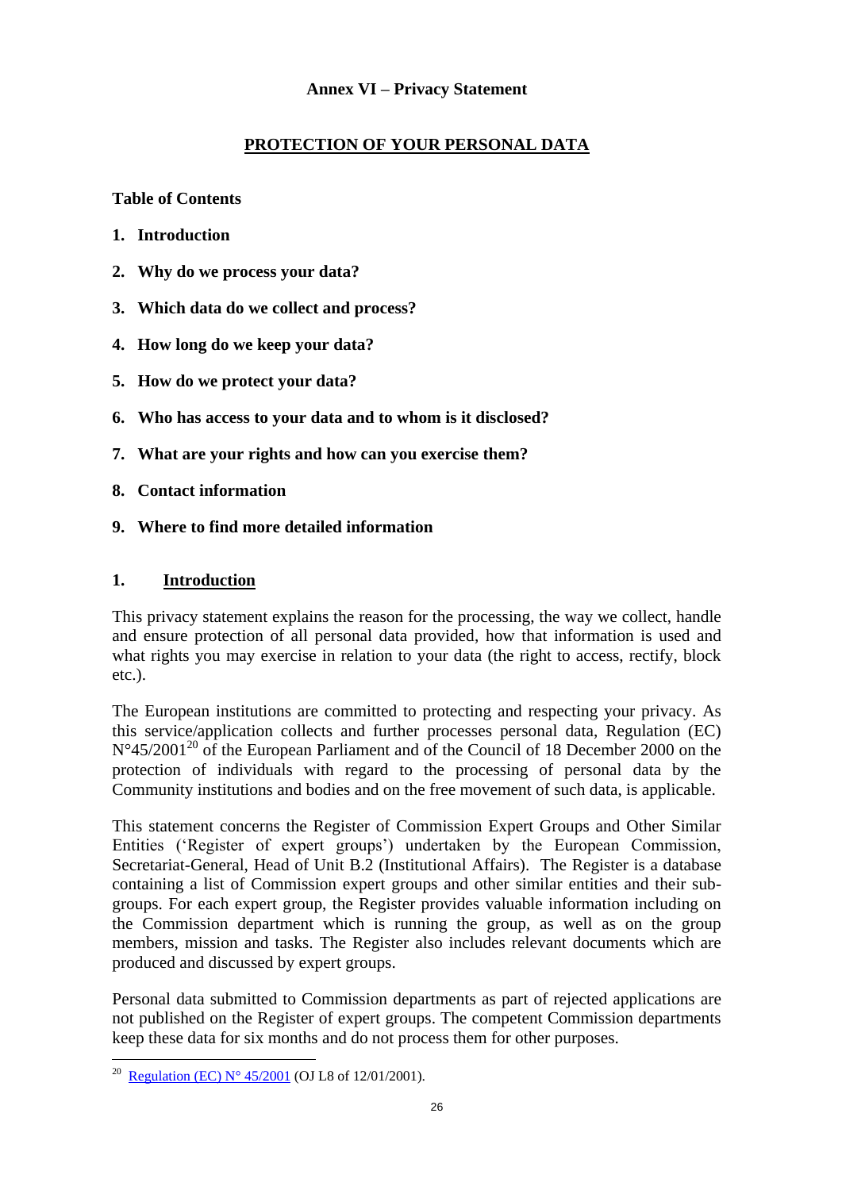**Annex VI – Privacy Statement**

# PROTECTION OF YOUR PERSONAL DATA

**Table of Contents**

1. **Introduction**
2. **Why do we process your data?**
3. **Which data do we collect and process?**
4. **How long do we keep your data?**
5. **How do we protect your data?**
6. **Who has access to your data and to whom is it disclosed?**
7. **What are your rights and how can you exercise them?**
8. **Contact information**
9. **Where to find more detailed information**

## 1. Introduction

This privacy statement explains the reason for the processing, the way we collect, handle and ensure protection of all personal data provided, how that information is used and what rights you may exercise in relation to your data (the right to access, rectify, block etc.).

The European institutions are committed to protecting and respecting your privacy. As this service/application collects and further processes personal data, Regulation (EC) N°45/2001[20] of the European Parliament and of the Council of 18 December 2000 on the protection of individuals with regard to the processing of personal data by the Community institutions and bodies and on the free movement of such data, is applicable.

This statement concerns the Register of Commission Expert Groups and Other Similar Entities ('Register of expert groups') undertaken by the European Commission, Secretariat-General, Head of Unit B.2 (Institutional Affairs). The Register is a database containing a list of Commission expert groups and other similar entities and their sub-groups. For each expert group, the Register provides valuable information including on the Commission department which is running the group, as well as on the group members, mission and tasks. The Register also includes relevant documents which are produced and discussed by expert groups.

Personal data submitted to Commission departments as part of rejected applications are not published on the Register of expert groups. The competent Commission departments keep these data for six months and do not process them for other purposes.

---

[20] Regulation (EC) N° 45/2001 (OJ L8 of 12/01/2001).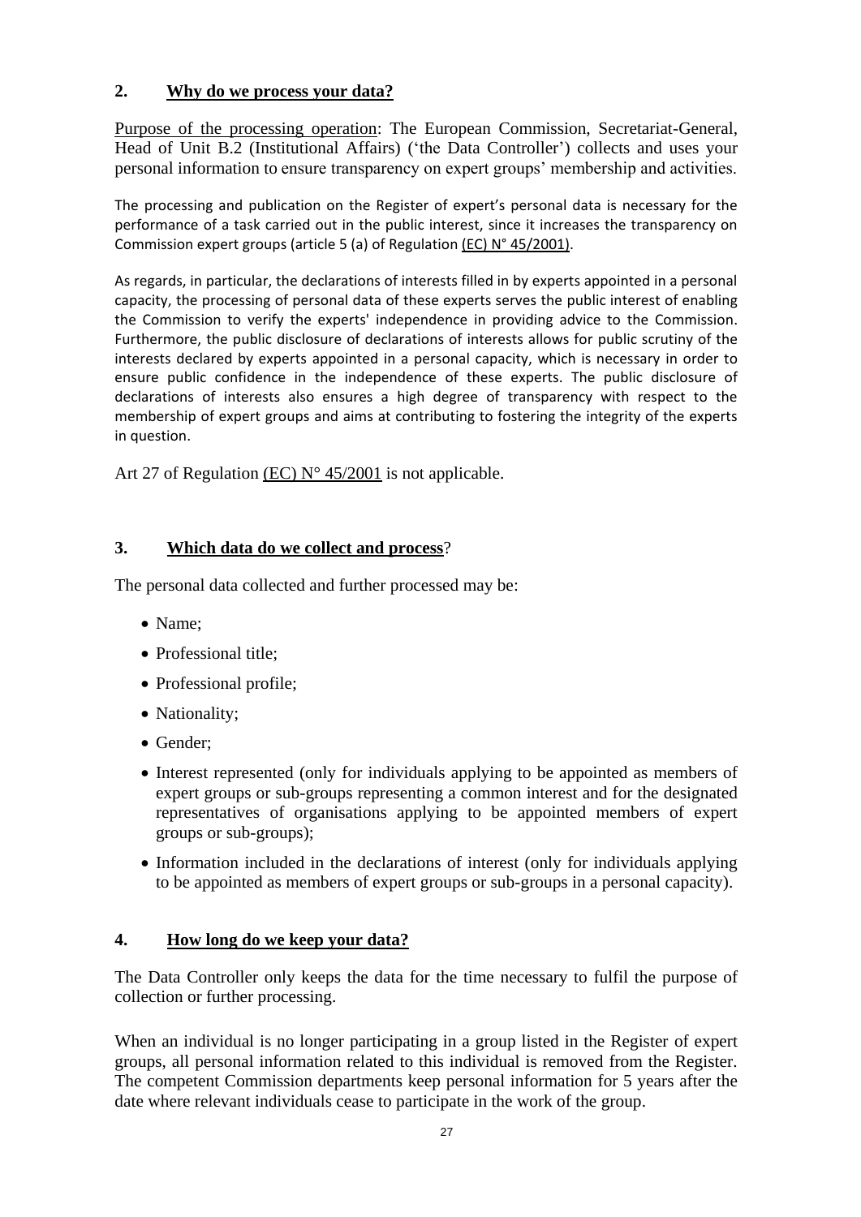## 2. **Why do we process your data?**

Purpose of the processing operation: The European Commission, Secretariat-General, Head of Unit B.2 (Institutional Affairs) ('the Data Controller') collects and uses your personal information to ensure transparency on expert groups' membership and activities.

The processing and publication on the Register of expert's personal data is necessary for the performance of a task carried out in the public interest, since it increases the transparency on Commission expert groups (article 5 (a) of Regulation (EC) N° 45/2001).

As regards, in particular, the declarations of interests filled in by experts appointed in a personal capacity, the processing of personal data of these experts serves the public interest of enabling the Commission to verify the experts' independence in providing advice to the Commission. Furthermore, the public disclosure of declarations of interests allows for public scrutiny of the interests declared by experts appointed in a personal capacity, which is necessary in order to ensure public confidence in the independence of these experts. The public disclosure of declarations of interests also ensures a high degree of transparency with respect to the membership of expert groups and aims at contributing to fostering the integrity of the experts in question.

Art 27 of Regulation (EC) N° 45/2001 is not applicable.

## 3. **Which data do we collect and process?**

The personal data collected and further processed may be:

- Name;
- Professional title;
- Professional profile;
- Nationality;
- Gender;
- Interest represented (only for individuals applying to be appointed as members of expert groups or sub-groups representing a common interest and for the designated representatives of organisations applying to be appointed members of expert groups or sub-groups);
- Information included in the declarations of interest (only for individuals applying to be appointed as members of expert groups or sub-groups in a personal capacity).

## 4. **How long do we keep your data?**

The Data Controller only keeps the data for the time necessary to fulfil the purpose of collection or further processing.

When an individual is no longer participating in a group listed in the Register of expert groups, all personal information related to this individual is removed from the Register. The competent Commission departments keep personal information for 5 years after the date where relevant individuals cease to participate in the work of the group.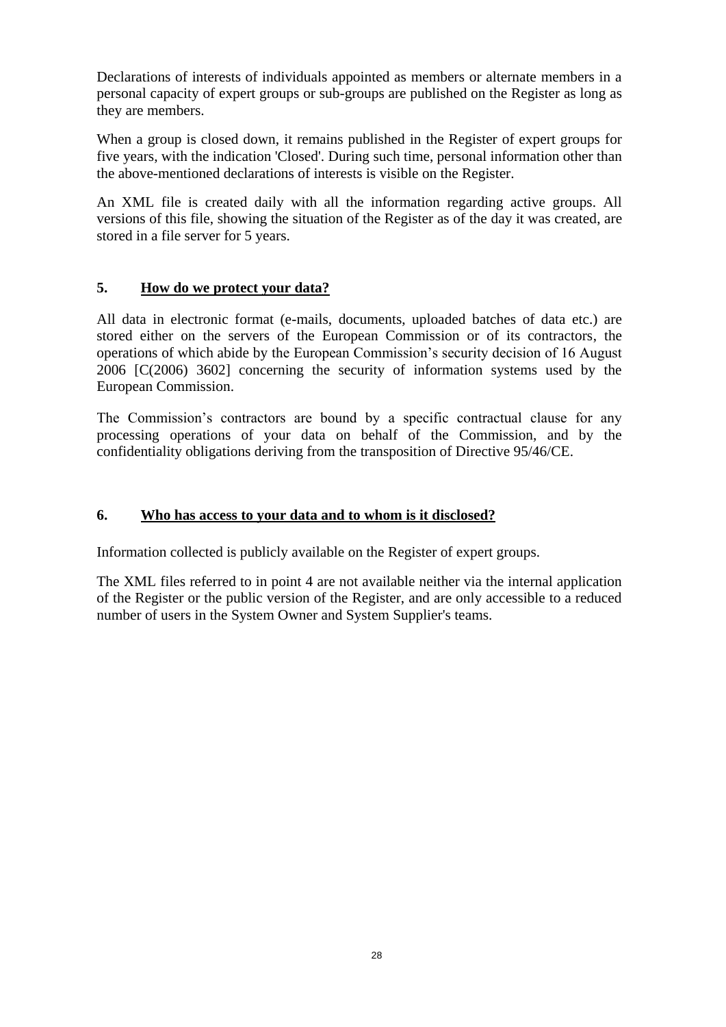Declarations of interests of individuals appointed as members or alternate members in a personal capacity of expert groups or sub-groups are published on the Register as long as they are members.

When a group is closed down, it remains published in the Register of expert groups for five years, with the indication 'Closed'. During such time, personal information other than the above-mentioned declarations of interests is visible on the Register.

An XML file is created daily with all the information regarding active groups. All versions of this file, showing the situation of the Register as of the day it was created, are stored in a file server for 5 years.

## 5. How do we protect your data?

All data in electronic format (e-mails, documents, uploaded batches of data etc.) are stored either on the servers of the European Commission or of its contractors, the operations of which abide by the European Commission's security decision of 16 August 2006 [C(2006) 3602] concerning the security of information systems used by the European Commission.

The Commission's contractors are bound by a specific contractual clause for any processing operations of your data on behalf of the Commission, and by the confidentiality obligations deriving from the transposition of Directive 95/46/CE.

## 6. Who has access to your data and to whom is it disclosed?

Information collected is publicly available on the Register of expert groups.

The XML files referred to in point 4 are not available neither via the internal application of the Register or the public version of the Register, and are only accessible to a reduced number of users in the System Owner and System Supplier's teams.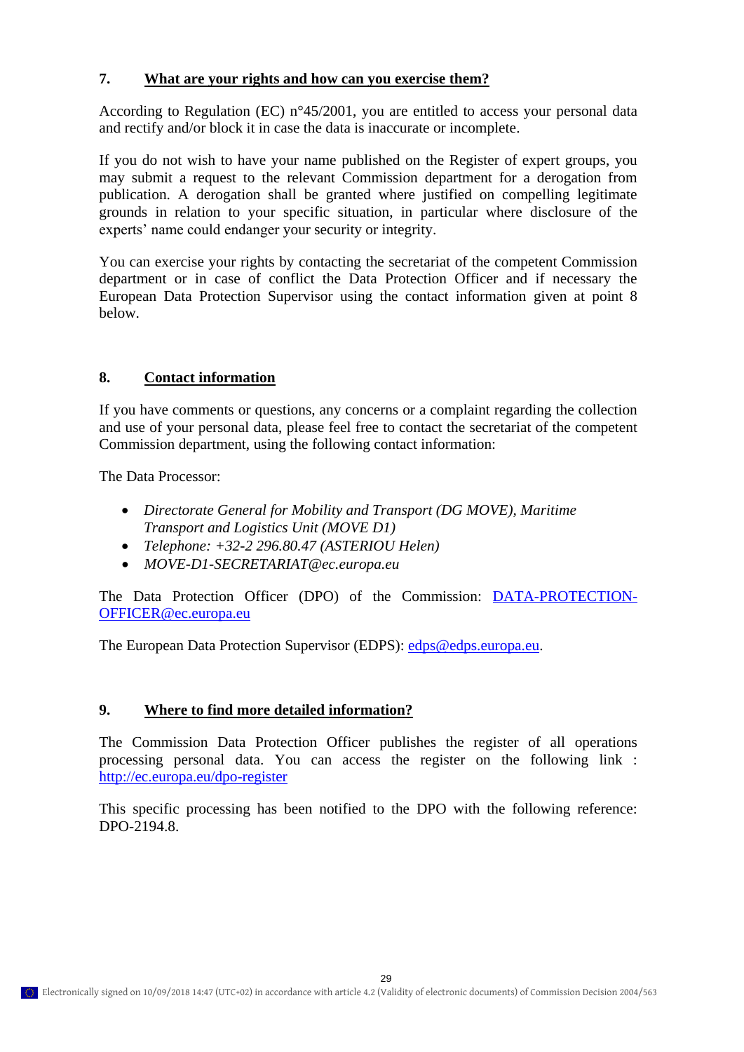## 7. What are your rights and how can you exercise them?

According to Regulation (EC) n°45/2001, you are entitled to access your personal data and rectify and/or block it in case the data is inaccurate or incomplete.

If you do not wish to have your name published on the Register of expert groups, you may submit a request to the relevant Commission department for a derogation from publication. A derogation shall be granted where justified on compelling legitimate grounds in relation to your specific situation, in particular where disclosure of the experts' name could endanger your security or integrity.

You can exercise your rights by contacting the secretariat of the competent Commission department or in case of conflict the Data Protection Officer and if necessary the European Data Protection Supervisor using the contact information given at point 8 below.

## 8. Contact information

If you have comments or questions, any concerns or a complaint regarding the collection and use of your personal data, please feel free to contact the secretariat of the competent Commission department, using the following contact information:

The Data Processor:

- *Directorate General for Mobility and Transport (DG MOVE), Maritime Transport and Logistics Unit (MOVE D1)*
- *Telephone: +32-2 296.80.47 (ASTERIOU Helen)*
- *MOVE-D1-SECRETARIAT@ec.europa.eu*

The Data Protection Officer (DPO) of the Commission: DATA-PROTECTION-OFFICER@ec.europa.eu

The European Data Protection Supervisor (EDPS): edps@edps.europa.eu.

## 9. Where to find more detailed information?

The Commission Data Protection Officer publishes the register of all operations processing personal data. You can access the register on the following link : http://ec.europa.eu/dpo-register

This specific processing has been notified to the DPO with the following reference: DPO-2194.8.

Electronically signed on 10/09/2018 14:47 (UTC+02) in accordance with article 4.2 (Validity of electronic documents) of Commission Decision 2004/563